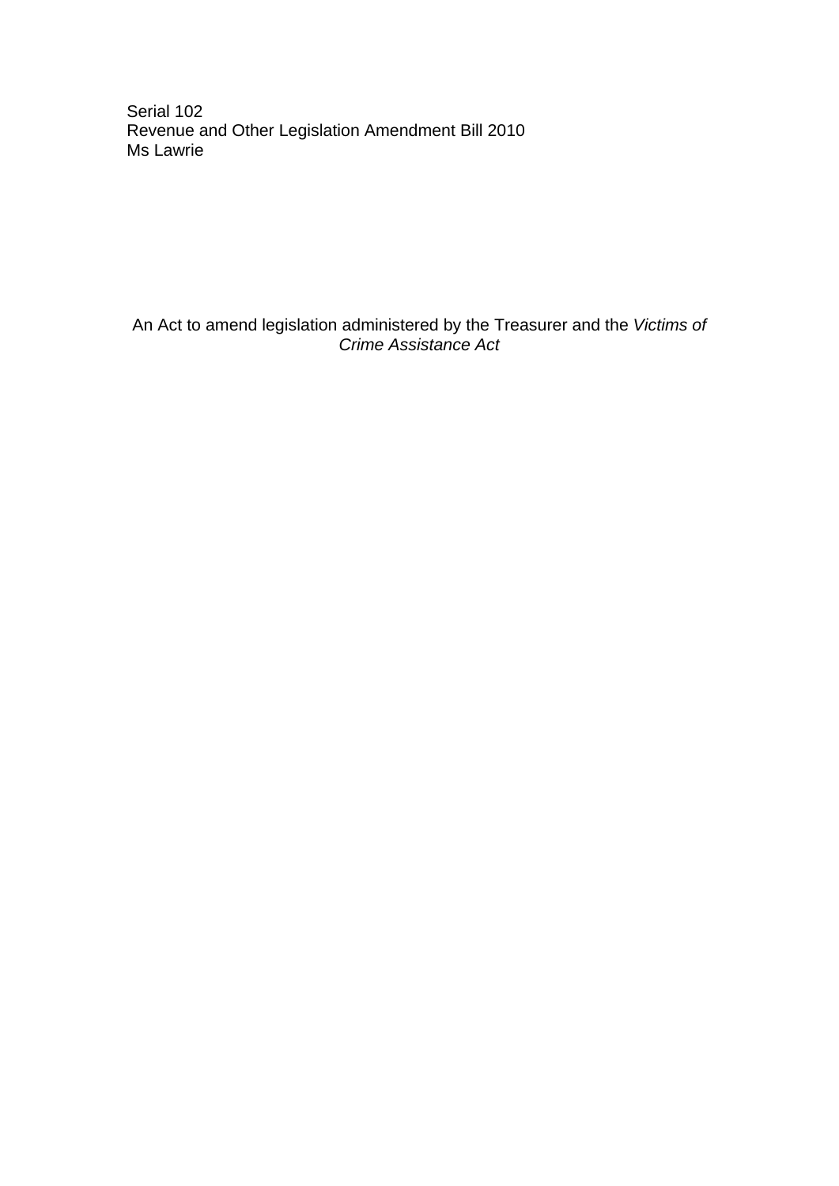Serial 102
Revenue and Other Legislation Amendment Bill 2010
Ms Lawrie

An Act to amend legislation administered by the Treasurer and the *Victims of Crime Assistance Act*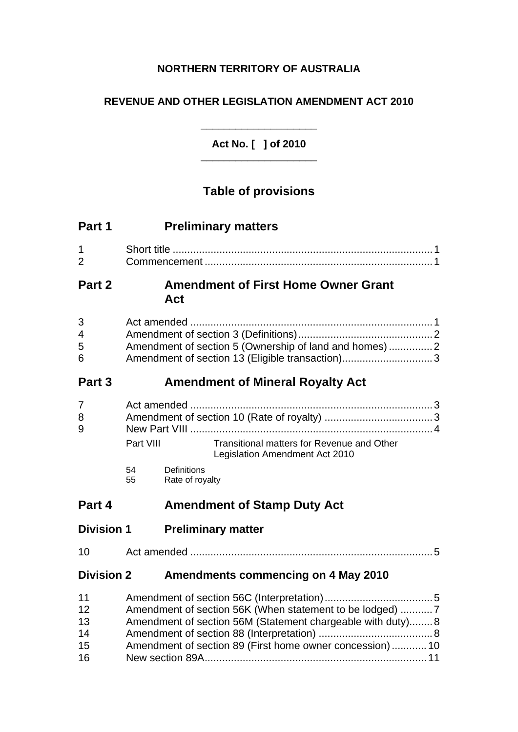**NORTHERN TERRITORY OF AUSTRALIA**

**REVENUE AND OTHER LEGISLATION AMENDMENT ACT 2010**

---

**Act No. [ ] of 2010**

---

## Table of provisions

## Part 1 Preliminary matters

1 Short title ... 1
2 Commencement ... 1

## Part 2 Amendment of First Home Owner Grant Act

3 Act amended ... 1
4 Amendment of section 3 (Definitions) ... 2
5 Amendment of section 5 (Ownership of land and homes) ... 2
6 Amendment of section 13 (Eligible transaction) ... 3

## Part 3 Amendment of Mineral Royalty Act

7 Act amended ... 3
8 Amendment of section 10 (Rate of royalty) ... 3
9 New Part VIII ... 4

Part VIII Transitional matters for Revenue and Other Legislation Amendment Act 2010

54 Definitions
55 Rate of royalty

## Part 4 Amendment of Stamp Duty Act

### Division 1 Preliminary matter

10 Act amended ... 5

### Division 2 Amendments commencing on 4 May 2010

11 Amendment of section 56C (Interpretation) ... 5
12 Amendment of section 56K (When statement to be lodged) ... 7
13 Amendment of section 56M (Statement chargeable with duty) ... 8
14 Amendment of section 88 (Interpretation) ... 8
15 Amendment of section 89 (First home owner concession) ... 10
16 New section 89A ... 11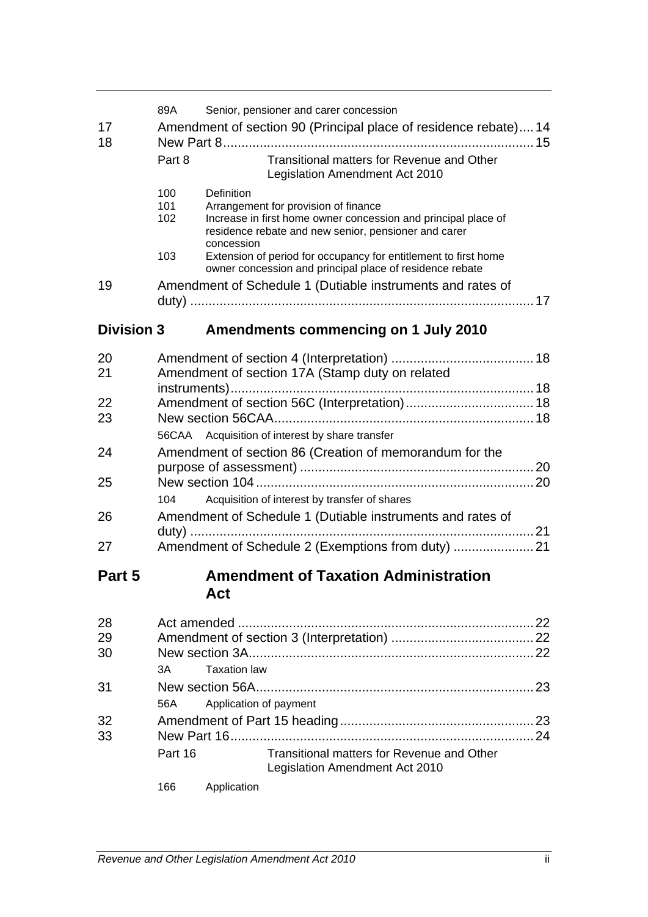89A Senior, pensioner and carer concession

17 Amendment of section 90 (Principal place of residence rebate) .... 14

18 New Part 8 .... 15

Part 8 Transitional matters for Revenue and Other Legislation Amendment Act 2010

100 Definition
101 Arrangement for provision of finance
102 Increase in first home owner concession and principal place of residence rebate and new senior, pensioner and carer concession
103 Extension of period for occupancy for entitlement to first home owner concession and principal place of residence rebate

19 Amendment of Schedule 1 (Dutiable instruments and rates of duty) .... 17

## Division 3 Amendments commencing on 1 July 2010

20 Amendment of section 4 (Interpretation) .... 18

21 Amendment of section 17A (Stamp duty on related instruments) .... 18

22 Amendment of section 56C (Interpretation) .... 18

23 New section 56CAA .... 18

56CAA Acquisition of interest by share transfer

24 Amendment of section 86 (Creation of memorandum for the purpose of assessment) .... 20

25 New section 104 .... 20

104 Acquisition of interest by transfer of shares

26 Amendment of Schedule 1 (Dutiable instruments and rates of duty) .... 21

27 Amendment of Schedule 2 (Exemptions from duty) .... 21

## Part 5 Amendment of Taxation Administration Act

28 Act amended .... 22

29 Amendment of section 3 (Interpretation) .... 22

30 New section 3A .... 22

3A Taxation law

31 New section 56A .... 23

56A Application of payment

32 Amendment of Part 15 heading .... 23

33 New Part 16 .... 24

Part 16 Transitional matters for Revenue and Other Legislation Amendment Act 2010

166 Application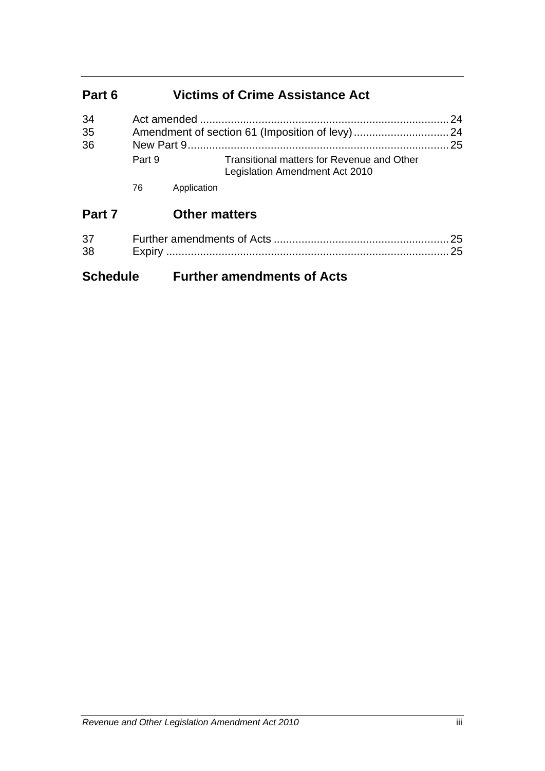## Part 6 Victims of Crime Assistance Act

34 Act amended ................................................................................. 24
35 Amendment of section 61 (Imposition of levy) ............................... 24
36 New Part 9 ..................................................................................... 25

Part 9 Transitional matters for Revenue and Other Legislation Amendment Act 2010

76 Application

## Part 7 Other matters

37 Further amendments of Acts ......................................................... 25
38 Expiry ............................................................................................ 25

## Schedule Further amendments of Acts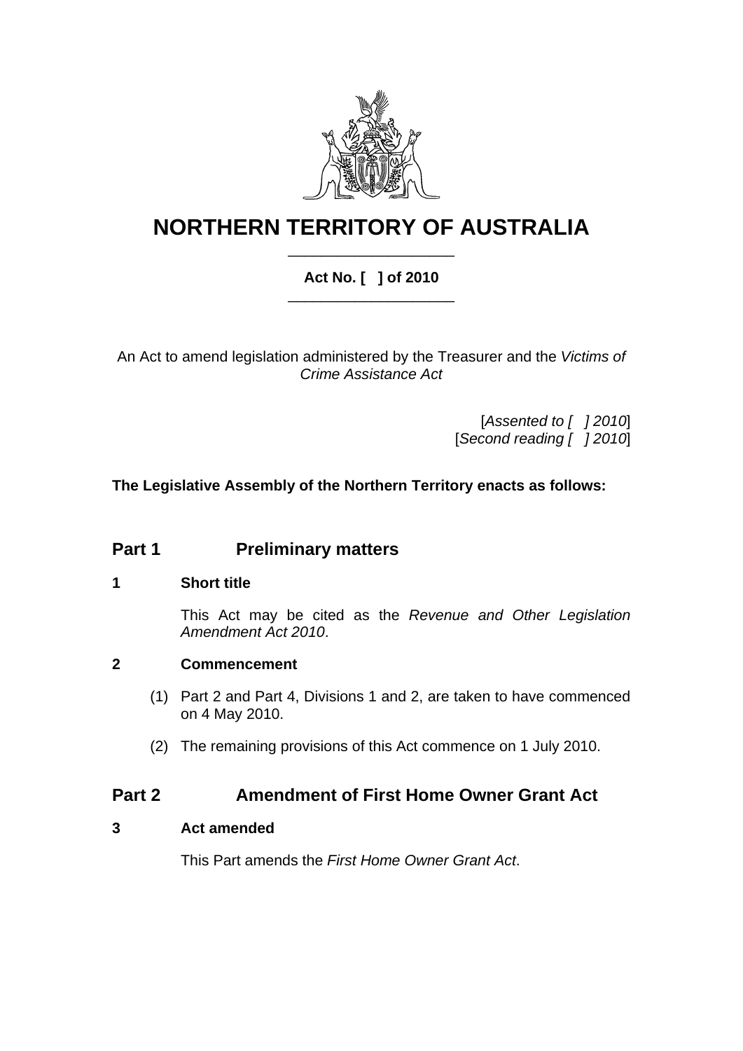# NORTHERN TERRITORY OF AUSTRALIA

**Act No. [ ] of 2010**

An Act to amend legislation administered by the Treasurer and the *Victims of Crime Assistance Act*

[*Assented to [ ] 2010*]
[*Second reading [ ] 2010*]

**The Legislative Assembly of the Northern Territory enacts as follows:**

## Part 1 Preliminary matters

### 1 Short title

This Act may be cited as the *Revenue and Other Legislation Amendment Act 2010*.

### 2 Commencement

(1) Part 2 and Part 4, Divisions 1 and 2, are taken to have commenced on 4 May 2010.

(2) The remaining provisions of this Act commence on 1 July 2010.

## Part 2 Amendment of First Home Owner Grant Act

### 3 Act amended

This Part amends the *First Home Owner Grant Act*.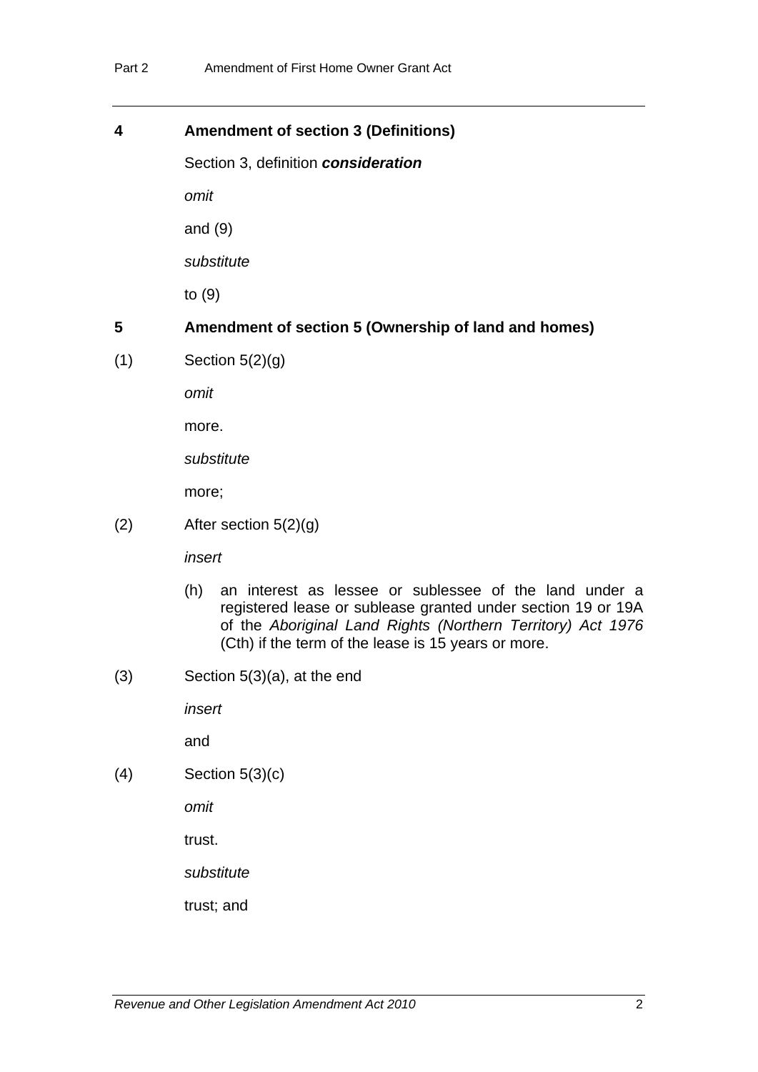### 4 Amendment of section 3 (Definitions)

Section 3, definition ***consideration***

*omit*

and (9)

*substitute*

to (9)

### 5 Amendment of section 5 (Ownership of land and homes)

(1) Section 5(2)(g)

*omit*

more.

*substitute*

more;

(2) After section 5(2)(g)

*insert*

(h) an interest as lessee or sublessee of the land under a registered lease or sublease granted under section 19 or 19A of the *Aboriginal Land Rights (Northern Territory) Act 1976* (Cth) if the term of the lease is 15 years or more.

(3) Section 5(3)(a), at the end

*insert*

and

(4) Section 5(3)(c)

*omit*

trust.

*substitute*

trust; and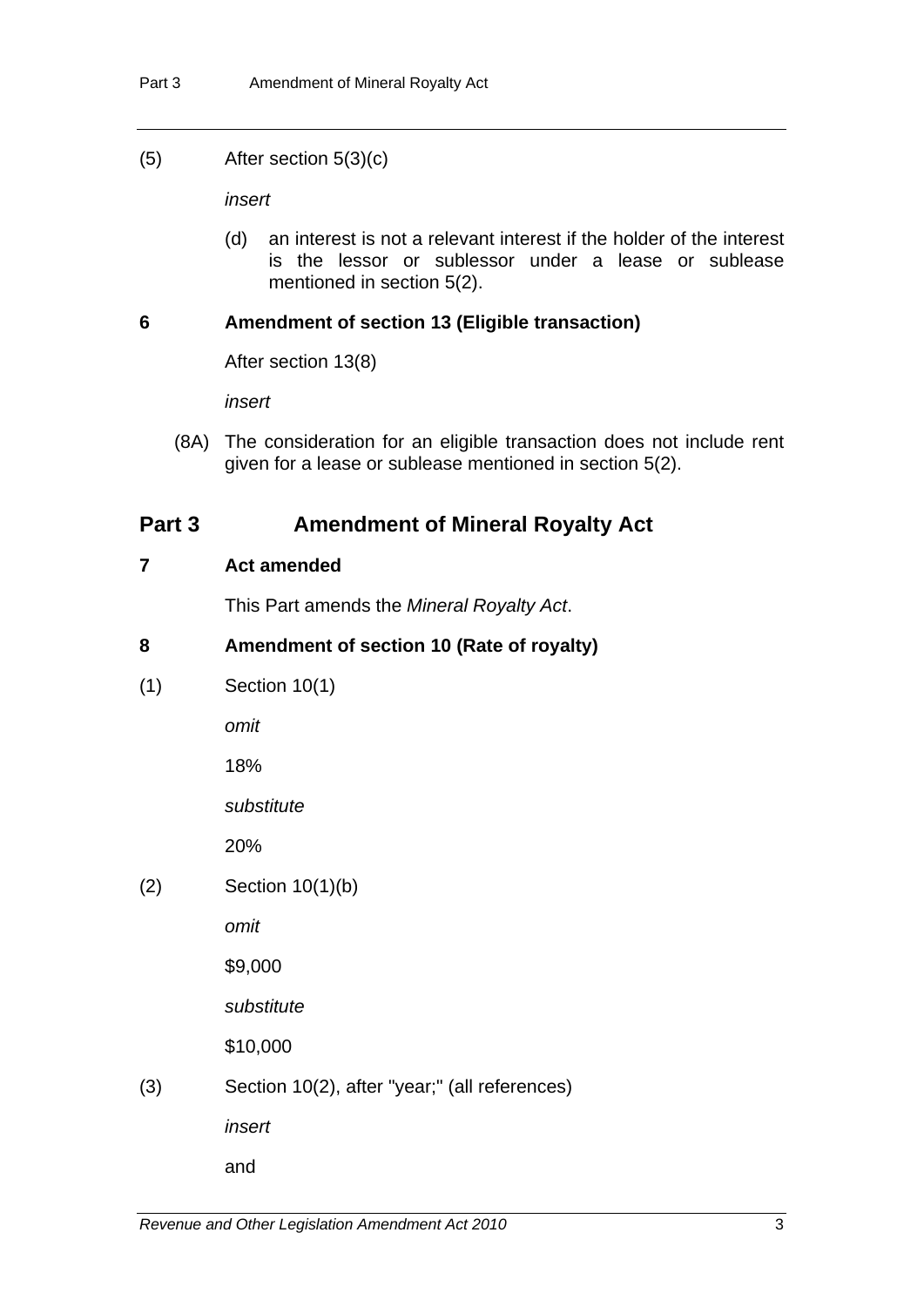(5) After section 5(3)(c)

*insert*

> (d) an interest is not a relevant interest if the holder of the interest is the lessor or sublessor under a lease or sublease mentioned in section 5(2).

**6 Amendment of section 13 (Eligible transaction)**

After section 13(8)

*insert*

> (8A) The consideration for an eligible transaction does not include rent given for a lease or sublease mentioned in section 5(2).

## Part 3 Amendment of Mineral Royalty Act

**7 Act amended**

This Part amends the *Mineral Royalty Act*.

**8 Amendment of section 10 (Rate of royalty)**

(1) Section 10(1)

*omit*

18%

*substitute*

20%

(2) Section 10(1)(b)

*omit*

$9,000

*substitute*

$10,000

(3) Section 10(2), after "year;" (all references)

*insert*

and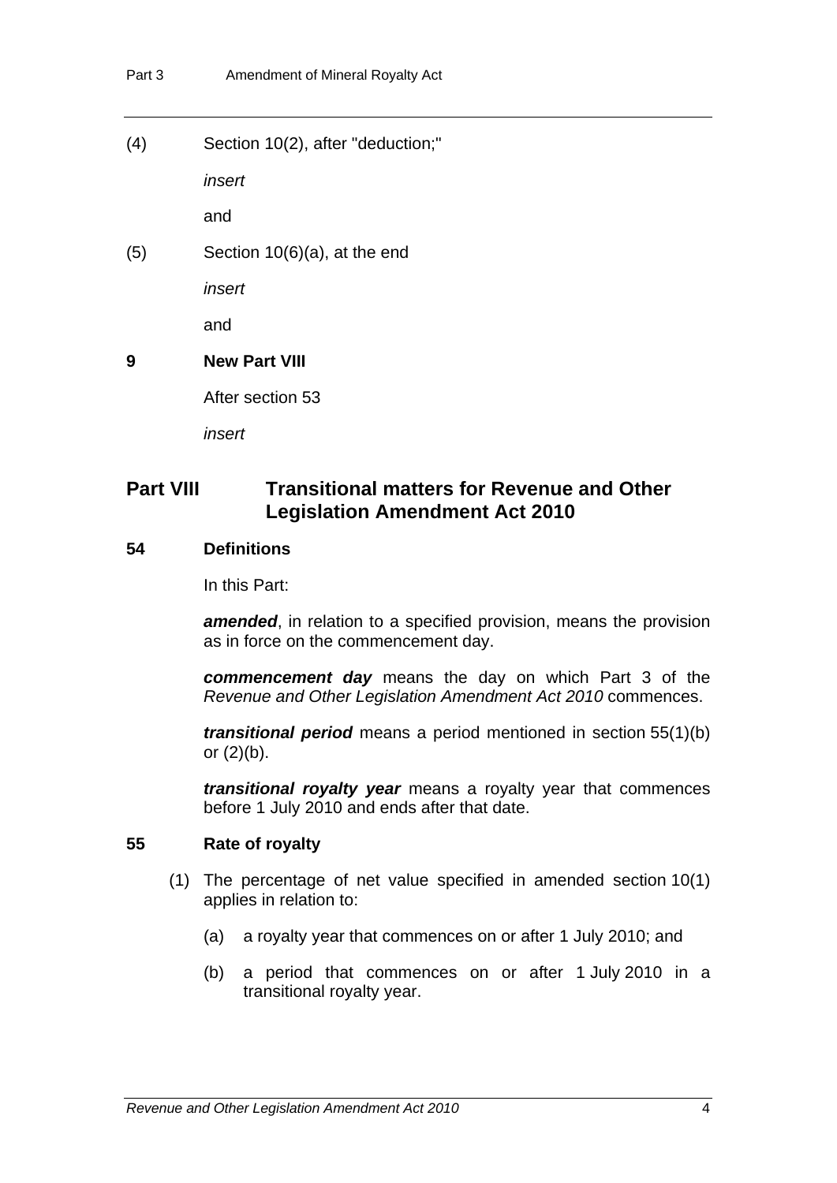(4) Section 10(2), after "deduction;"

*insert*

and

(5) Section 10(6)(a), at the end

*insert*

and

**9 New Part VIII**

After section 53

*insert*

## Part VIII Transitional matters for Revenue and Other Legislation Amendment Act 2010

### 54 Definitions

In this Part:

***amended***, in relation to a specified provision, means the provision as in force on the commencement day.

***commencement day*** means the day on which Part 3 of the *Revenue and Other Legislation Amendment Act 2010* commences.

***transitional period*** means a period mentioned in section 55(1)(b) or (2)(b).

***transitional royalty year*** means a royalty year that commences before 1 July 2010 and ends after that date.

### 55 Rate of royalty

(1) The percentage of net value specified in amended section 10(1) applies in relation to:

(a) a royalty year that commences on or after 1 July 2010; and

(b) a period that commences on or after 1 July 2010 in a transitional royalty year.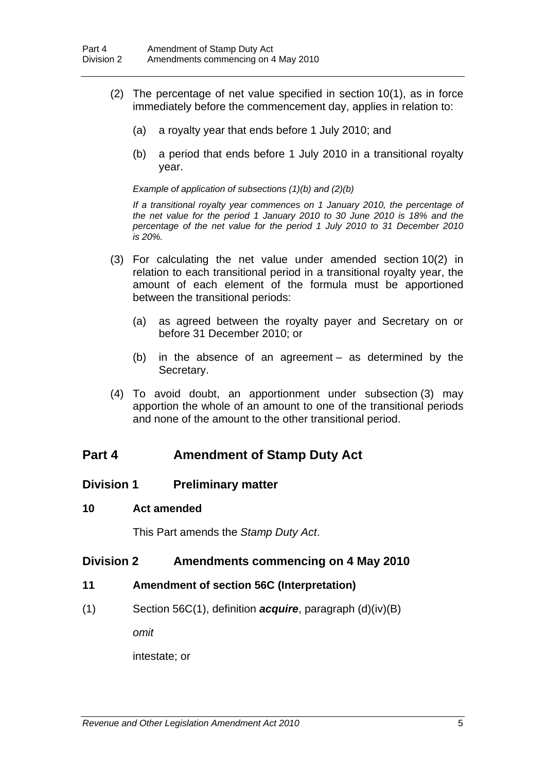(2) The percentage of net value specified in section 10(1), as in force immediately before the commencement day, applies in relation to:

(a) a royalty year that ends before 1 July 2010; and

(b) a period that ends before 1 July 2010 in a transitional royalty year.

*Example of application of subsections (1)(b) and (2)(b)*

*If a transitional royalty year commences on 1 January 2010, the percentage of the net value for the period 1 January 2010 to 30 June 2010 is 18% and the percentage of the net value for the period 1 July 2010 to 31 December 2010 is 20%.*

(3) For calculating the net value under amended section 10(2) in relation to each transitional period in a transitional royalty year, the amount of each element of the formula must be apportioned between the transitional periods:

(a) as agreed between the royalty payer and Secretary on or before 31 December 2010; or

(b) in the absence of an agreement – as determined by the Secretary.

(4) To avoid doubt, an apportionment under subsection (3) may apportion the whole of an amount to one of the transitional periods and none of the amount to the other transitional period.

## Part 4 Amendment of Stamp Duty Act

### Division 1 Preliminary matter

**10 Act amended**

This Part amends the *Stamp Duty Act*.

### Division 2 Amendments commencing on 4 May 2010

**11 Amendment of section 56C (Interpretation)**

(1) Section 56C(1), definition ***acquire***, paragraph (d)(iv)(B)

*omit*

intestate; or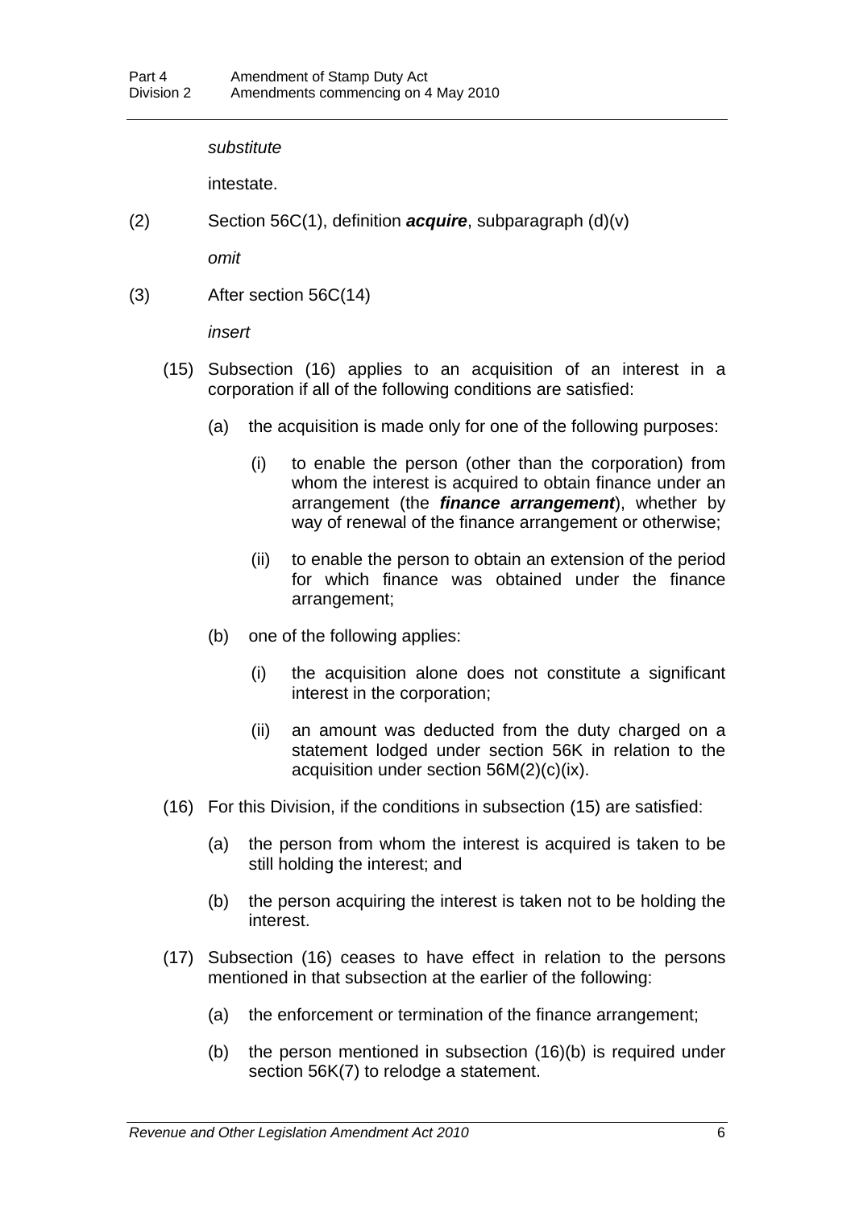*substitute*

intestate.

(2) Section 56C(1), definition ***acquire***, subparagraph (d)(v)

*omit*

(3) After section 56C(14)

*insert*

(15) Subsection (16) applies to an acquisition of an interest in a corporation if all of the following conditions are satisfied:

(a) the acquisition is made only for one of the following purposes:

(i) to enable the person (other than the corporation) from whom the interest is acquired to obtain finance under an arrangement (the ***finance arrangement***), whether by way of renewal of the finance arrangement or otherwise;

(ii) to enable the person to obtain an extension of the period for which finance was obtained under the finance arrangement;

(b) one of the following applies:

(i) the acquisition alone does not constitute a significant interest in the corporation;

(ii) an amount was deducted from the duty charged on a statement lodged under section 56K in relation to the acquisition under section 56M(2)(c)(ix).

(16) For this Division, if the conditions in subsection (15) are satisfied:

(a) the person from whom the interest is acquired is taken to be still holding the interest; and

(b) the person acquiring the interest is taken not to be holding the interest.

(17) Subsection (16) ceases to have effect in relation to the persons mentioned in that subsection at the earlier of the following:

(a) the enforcement or termination of the finance arrangement;

(b) the person mentioned in subsection (16)(b) is required under section 56K(7) to relodge a statement.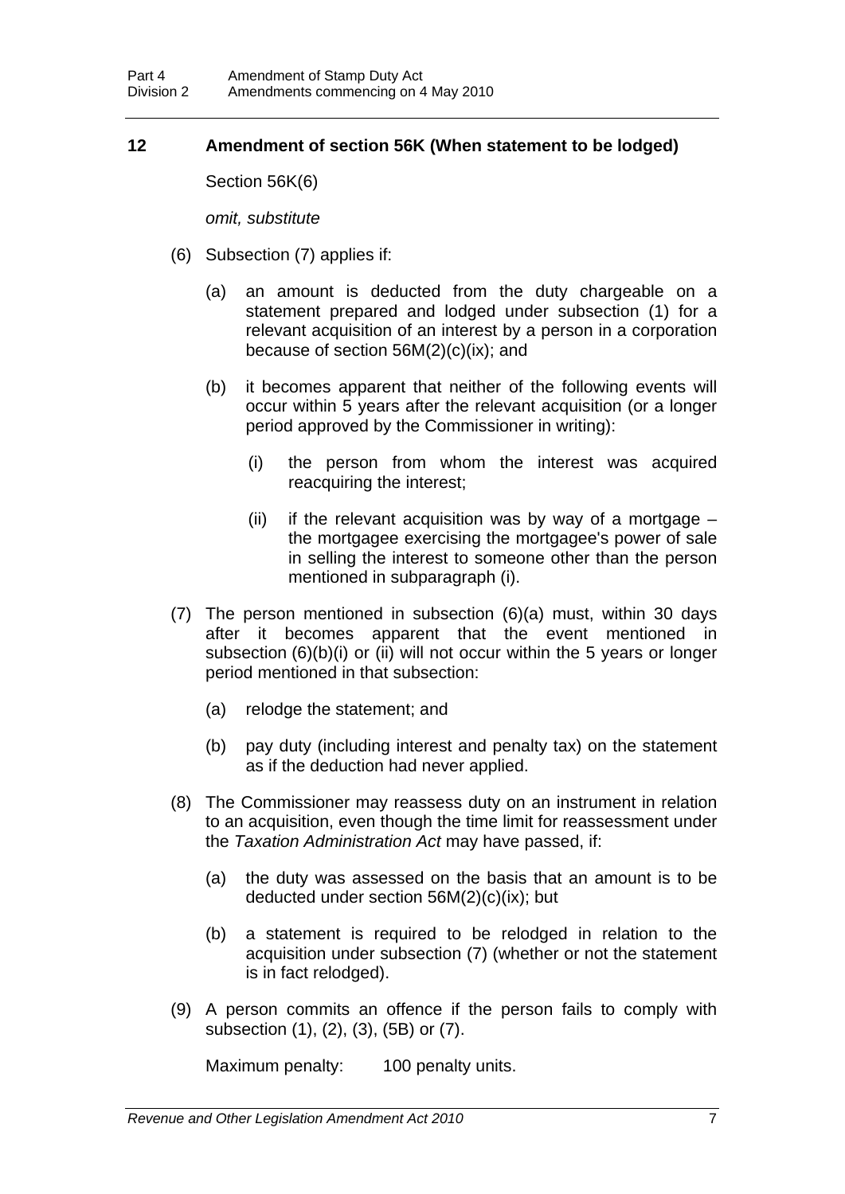## 12 Amendment of section 56K (When statement to be lodged)

Section 56K(6)

*omit, substitute*

(6) Subsection (7) applies if:

(a) an amount is deducted from the duty chargeable on a statement prepared and lodged under subsection (1) for a relevant acquisition of an interest by a person in a corporation because of section 56M(2)(c)(ix); and

(b) it becomes apparent that neither of the following events will occur within 5 years after the relevant acquisition (or a longer period approved by the Commissioner in writing):

(i) the person from whom the interest was acquired reacquiring the interest;

(ii) if the relevant acquisition was by way of a mortgage – the mortgagee exercising the mortgagee's power of sale in selling the interest to someone other than the person mentioned in subparagraph (i).

(7) The person mentioned in subsection (6)(a) must, within 30 days after it becomes apparent that the event mentioned in subsection (6)(b)(i) or (ii) will not occur within the 5 years or longer period mentioned in that subsection:

(a) relodge the statement; and

(b) pay duty (including interest and penalty tax) on the statement as if the deduction had never applied.

(8) The Commissioner may reassess duty on an instrument in relation to an acquisition, even though the time limit for reassessment under the *Taxation Administration Act* may have passed, if:

(a) the duty was assessed on the basis that an amount is to be deducted under section 56M(2)(c)(ix); but

(b) a statement is required to be relodged in relation to the acquisition under subsection (7) (whether or not the statement is in fact relodged).

(9) A person commits an offence if the person fails to comply with subsection (1), (2), (3), (5B) or (7).

Maximum penalty: 100 penalty units.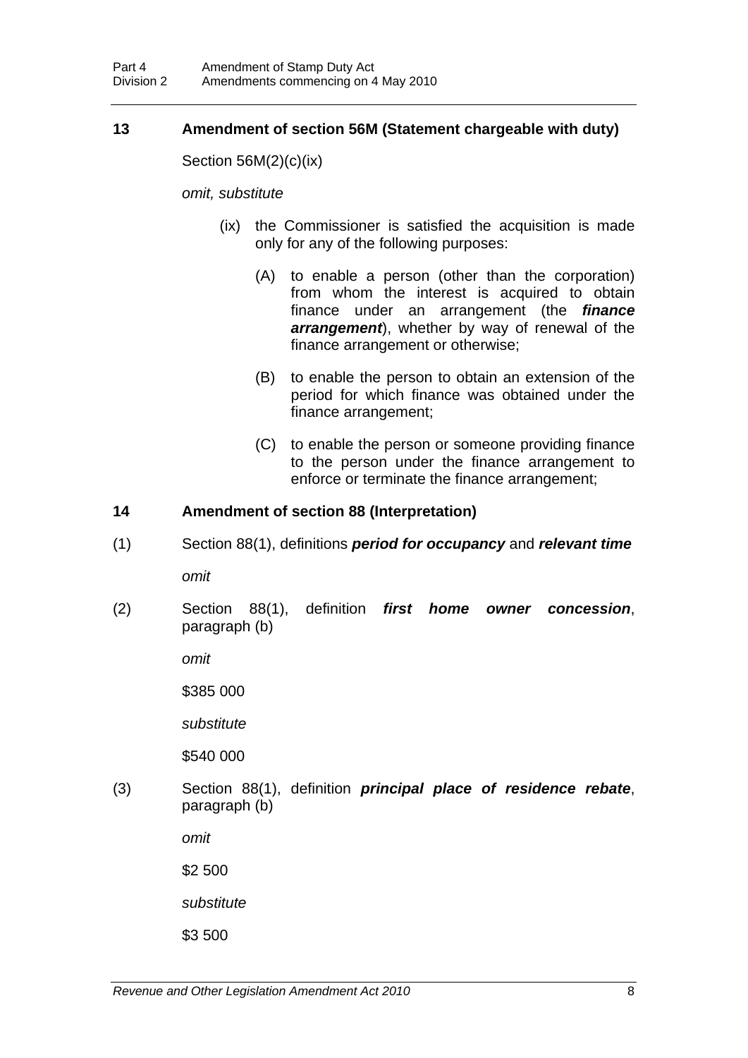### 13 Amendment of section 56M (Statement chargeable with duty)

Section 56M(2)(c)(ix)

*omit, substitute*

(ix) the Commissioner is satisfied the acquisition is made only for any of the following purposes:

(A) to enable a person (other than the corporation) from whom the interest is acquired to obtain finance under an arrangement (the ***finance arrangement***), whether by way of renewal of the finance arrangement or otherwise;

(B) to enable the person to obtain an extension of the period for which finance was obtained under the finance arrangement;

(C) to enable the person or someone providing finance to the person under the finance arrangement to enforce or terminate the finance arrangement;

### 14 Amendment of section 88 (Interpretation)

(1) Section 88(1), definitions ***period for occupancy*** and ***relevant time***

*omit*

(2) Section 88(1), definition ***first home owner concession***, paragraph (b)

*omit*

$385 000

*substitute*

$540 000

(3) Section 88(1), definition ***principal place of residence rebate***, paragraph (b)

*omit*

$2 500

*substitute*

$3 500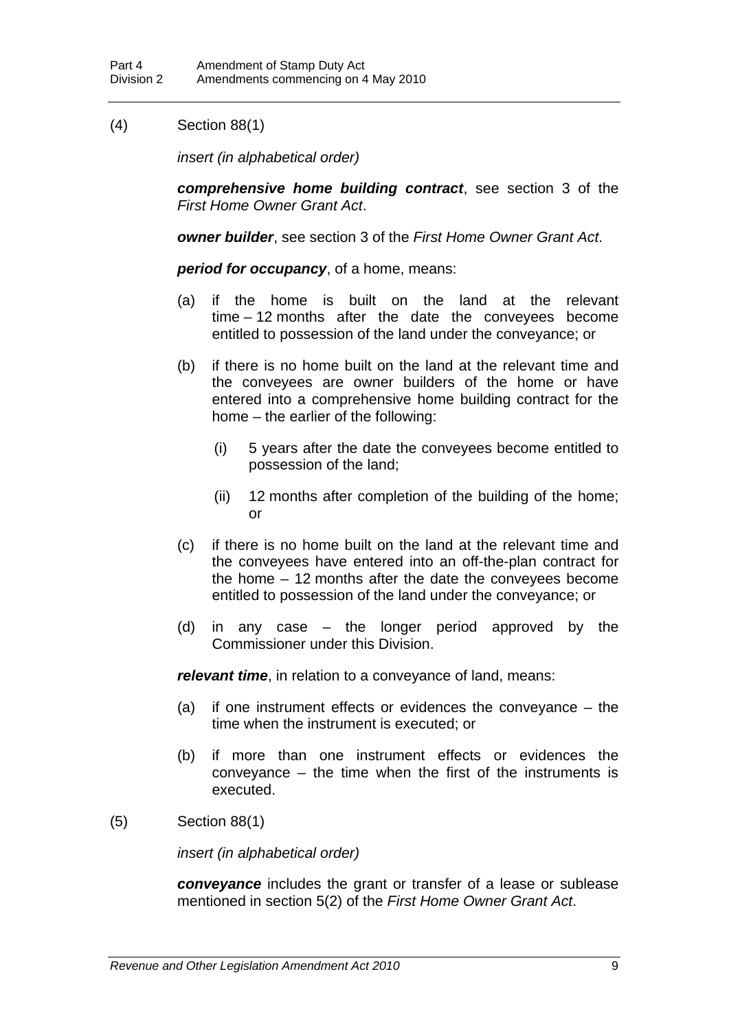(4) Section 88(1)

*insert (in alphabetical order)*

***comprehensive home building contract***, see section 3 of the *First Home Owner Grant Act*.

***owner builder***, see section 3 of the *First Home Owner Grant Act*.

***period for occupancy***, of a home, means:

(a) if the home is built on the land at the relevant time – 12 months after the date the conveyees become entitled to possession of the land under the conveyance; or

(b) if there is no home built on the land at the relevant time and the conveyees are owner builders of the home or have entered into a comprehensive home building contract for the home – the earlier of the following:

  (i) 5 years after the date the conveyees become entitled to possession of the land;

  (ii) 12 months after completion of the building of the home; or

(c) if there is no home built on the land at the relevant time and the conveyees have entered into an off-the-plan contract for the home – 12 months after the date the conveyees become entitled to possession of the land under the conveyance; or

(d) in any case – the longer period approved by the Commissioner under this Division.

***relevant time***, in relation to a conveyance of land, means:

(a) if one instrument effects or evidences the conveyance – the time when the instrument is executed; or

(b) if more than one instrument effects or evidences the conveyance – the time when the first of the instruments is executed.

(5) Section 88(1)

*insert (in alphabetical order)*

***conveyance*** includes the grant or transfer of a lease or sublease mentioned in section 5(2) of the *First Home Owner Grant Act*.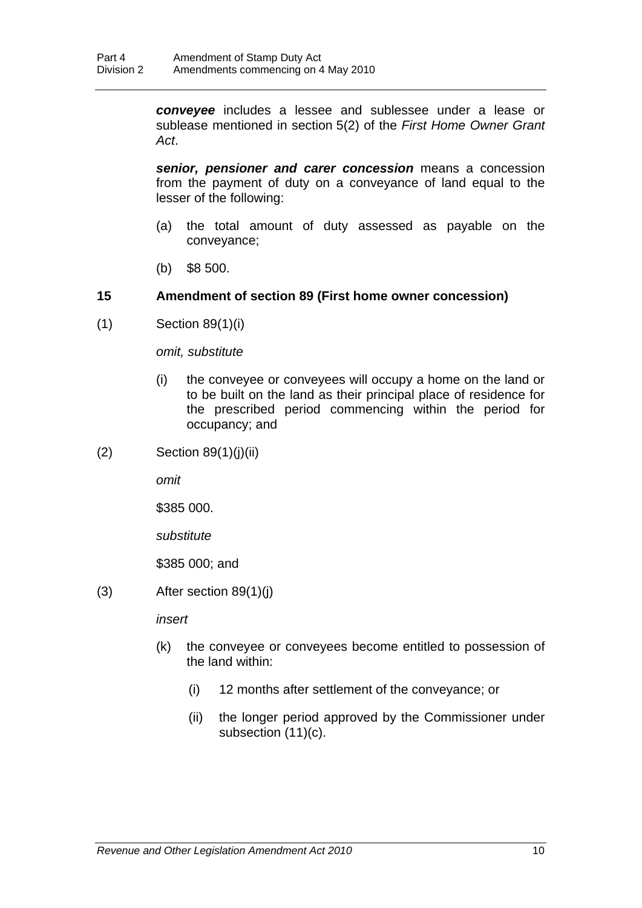***conveyee*** includes a lessee and sublessee under a lease or sublease mentioned in section 5(2) of the *First Home Owner Grant Act*.

***senior, pensioner and carer concession*** means a concession from the payment of duty on a conveyance of land equal to the lesser of the following:

(a) the total amount of duty assessed as payable on the conveyance;

(b) $8 500.

### 15 Amendment of section 89 (First home owner concession)

(1) Section 89(1)(i)

*omit, substitute*

(i) the conveyee or conveyees will occupy a home on the land or to be built on the land as their principal place of residence for the prescribed period commencing within the period for occupancy; and

(2) Section 89(1)(j)(ii)

*omit*

$385 000.

*substitute*

$385 000; and

(3) After section 89(1)(j)

*insert*

(k) the conveyee or conveyees become entitled to possession of the land within:

(i) 12 months after settlement of the conveyance; or

(ii) the longer period approved by the Commissioner under subsection (11)(c).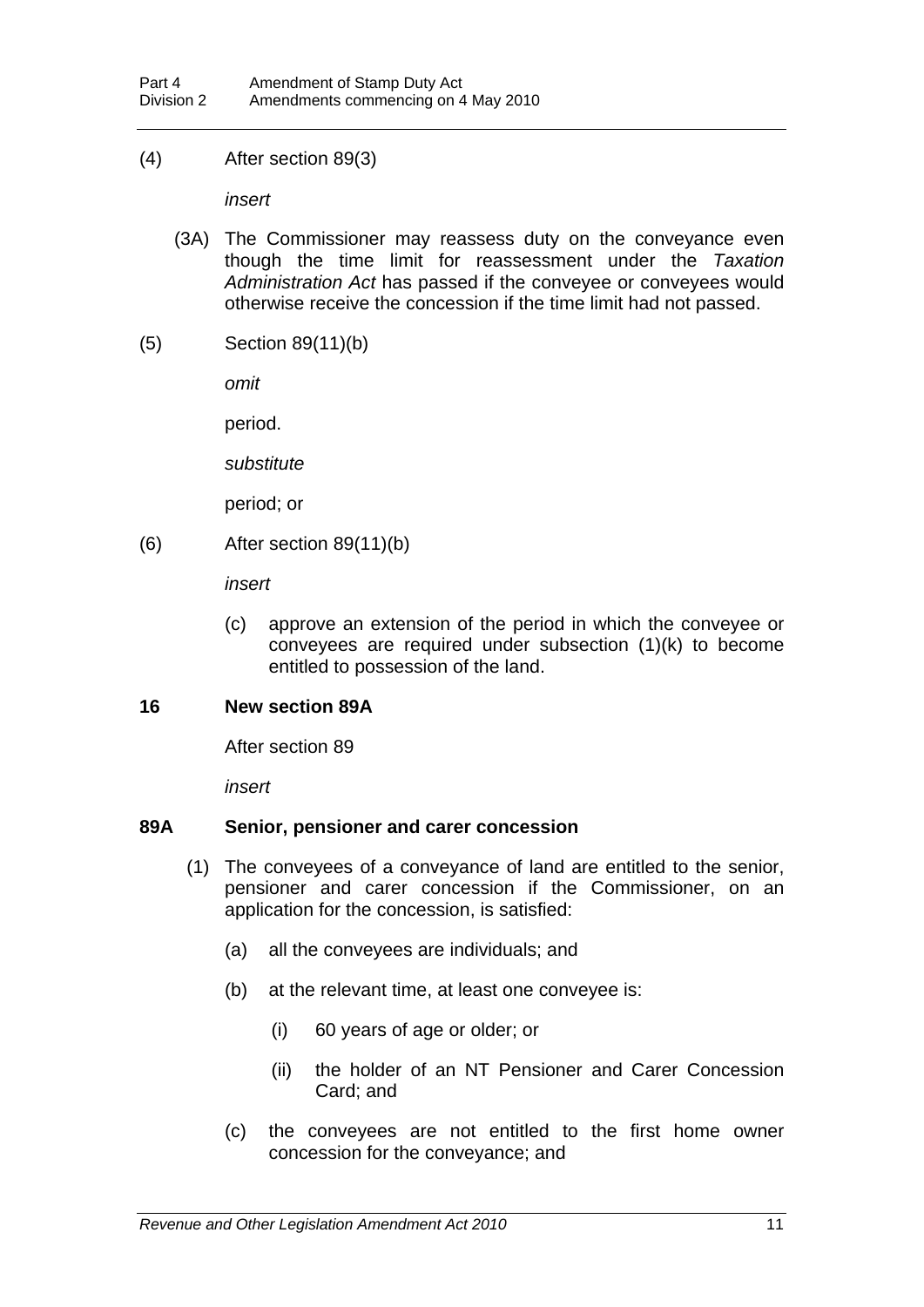(4) After section 89(3)

*insert*

(3A) The Commissioner may reassess duty on the conveyance even though the time limit for reassessment under the *Taxation Administration Act* has passed if the conveyee or conveyees would otherwise receive the concession if the time limit had not passed.

(5) Section 89(11)(b)

*omit*

period.

*substitute*

period; or

(6) After section 89(11)(b)

*insert*

(c) approve an extension of the period in which the conveyee or conveyees are required under subsection (1)(k) to become entitled to possession of the land.

**16 New section 89A**

After section 89

*insert*

**89A Senior, pensioner and carer concession**

(1) The conveyees of a conveyance of land are entitled to the senior, pensioner and carer concession if the Commissioner, on an application for the concession, is satisfied:

(a) all the conveyees are individuals; and

(b) at the relevant time, at least one conveyee is:

(i) 60 years of age or older; or

(ii) the holder of an NT Pensioner and Carer Concession Card; and

(c) the conveyees are not entitled to the first home owner concession for the conveyance; and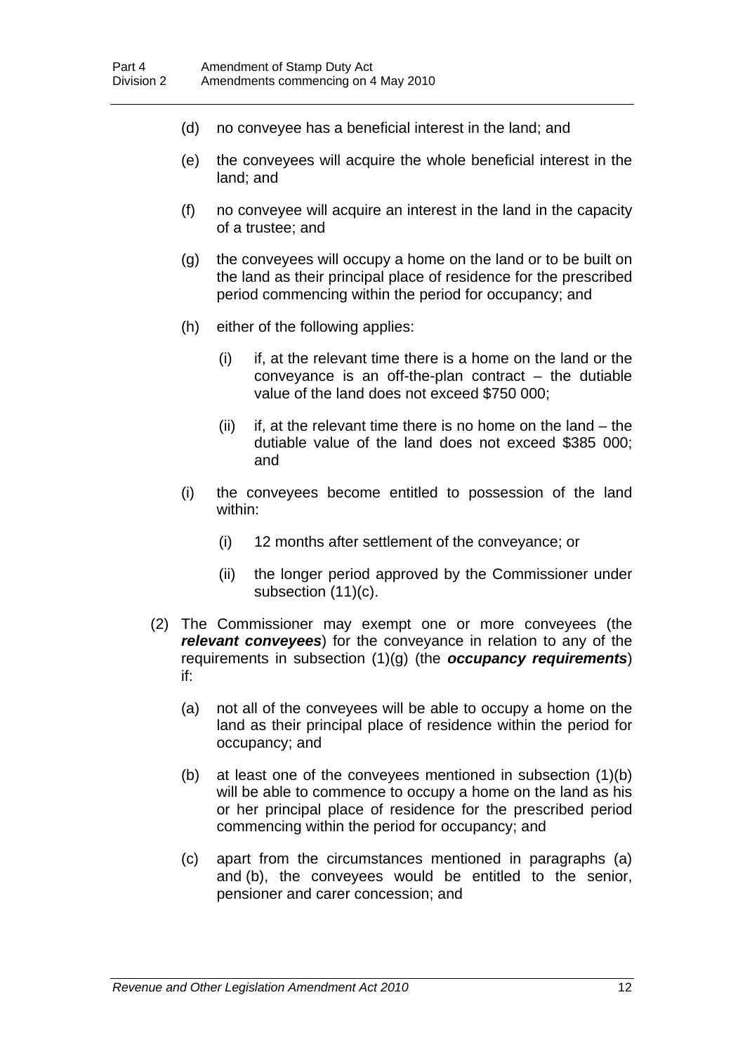(d) no conveyee has a beneficial interest in the land; and

(e) the conveyees will acquire the whole beneficial interest in the land; and

(f) no conveyee will acquire an interest in the land in the capacity of a trustee; and

(g) the conveyees will occupy a home on the land or to be built on the land as their principal place of residence for the prescribed period commencing within the period for occupancy; and

(h) either of the following applies:

   (i) if, at the relevant time there is a home on the land or the conveyance is an off-the-plan contract – the dutiable value of the land does not exceed $750 000;

   (ii) if, at the relevant time there is no home on the land – the dutiable value of the land does not exceed $385 000; and

(i) the conveyees become entitled to possession of the land within:

   (i) 12 months after settlement of the conveyance; or

   (ii) the longer period approved by the Commissioner under subsection (11)(c).

(2) The Commissioner may exempt one or more conveyees (the ***relevant conveyees***) for the conveyance in relation to any of the requirements in subsection (1)(g) (the ***occupancy requirements***) if:

(a) not all of the conveyees will be able to occupy a home on the land as their principal place of residence within the period for occupancy; and

(b) at least one of the conveyees mentioned in subsection (1)(b) will be able to commence to occupy a home on the land as his or her principal place of residence for the prescribed period commencing within the period for occupancy; and

(c) apart from the circumstances mentioned in paragraphs (a) and (b), the conveyees would be entitled to the senior, pensioner and carer concession; and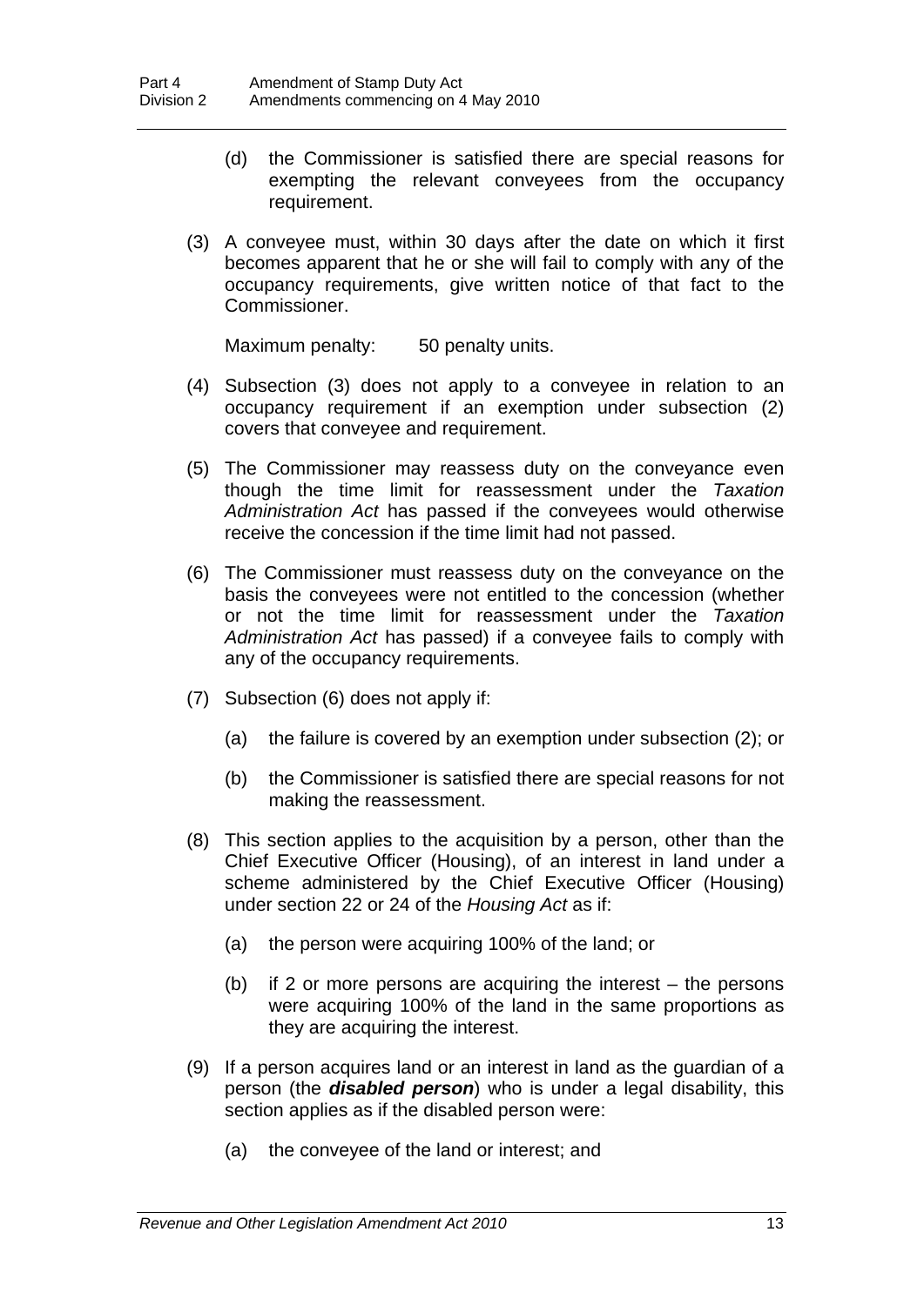(d) the Commissioner is satisfied there are special reasons for exempting the relevant conveyees from the occupancy requirement.

(3) A conveyee must, within 30 days after the date on which it first becomes apparent that he or she will fail to comply with any of the occupancy requirements, give written notice of that fact to the Commissioner.

Maximum penalty: 50 penalty units.

(4) Subsection (3) does not apply to a conveyee in relation to an occupancy requirement if an exemption under subsection (2) covers that conveyee and requirement.

(5) The Commissioner may reassess duty on the conveyance even though the time limit for reassessment under the *Taxation Administration Act* has passed if the conveyees would otherwise receive the concession if the time limit had not passed.

(6) The Commissioner must reassess duty on the conveyance on the basis the conveyees were not entitled to the concession (whether or not the time limit for reassessment under the *Taxation Administration Act* has passed) if a conveyee fails to comply with any of the occupancy requirements.

(7) Subsection (6) does not apply if:

(a) the failure is covered by an exemption under subsection (2); or

(b) the Commissioner is satisfied there are special reasons for not making the reassessment.

(8) This section applies to the acquisition by a person, other than the Chief Executive Officer (Housing), of an interest in land under a scheme administered by the Chief Executive Officer (Housing) under section 22 or 24 of the *Housing Act* as if:

(a) the person were acquiring 100% of the land; or

(b) if 2 or more persons are acquiring the interest – the persons were acquiring 100% of the land in the same proportions as they are acquiring the interest.

(9) If a person acquires land or an interest in land as the guardian of a person (the ***disabled person***) who is under a legal disability, this section applies as if the disabled person were:

(a) the conveyee of the land or interest; and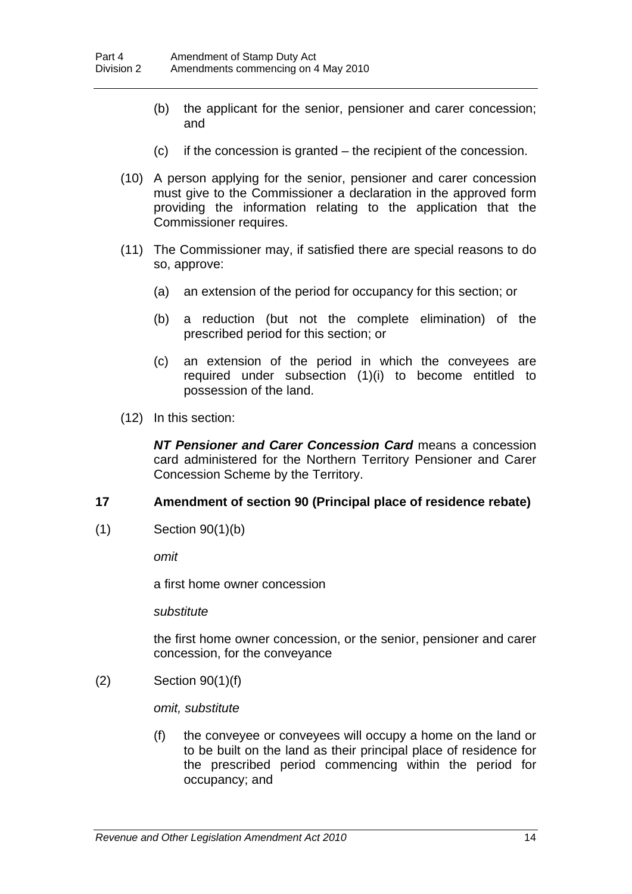(b) the applicant for the senior, pensioner and carer concession; and

(c) if the concession is granted – the recipient of the concession.

(10) A person applying for the senior, pensioner and carer concession must give to the Commissioner a declaration in the approved form providing the information relating to the application that the Commissioner requires.

(11) The Commissioner may, if satisfied there are special reasons to do so, approve:

(a) an extension of the period for occupancy for this section; or

(b) a reduction (but not the complete elimination) of the prescribed period for this section; or

(c) an extension of the period in which the conveyees are required under subsection (1)(i) to become entitled to possession of the land.

(12) In this section:

***NT Pensioner and Carer Concession Card*** means a concession card administered for the Northern Territory Pensioner and Carer Concession Scheme by the Territory.

### 17 Amendment of section 90 (Principal place of residence rebate)

(1) Section 90(1)(b)

*omit*

a first home owner concession

*substitute*

the first home owner concession, or the senior, pensioner and carer concession, for the conveyance

(2) Section 90(1)(f)

*omit, substitute*

(f) the conveyee or conveyees will occupy a home on the land or to be built on the land as their principal place of residence for the prescribed period commencing within the period for occupancy; and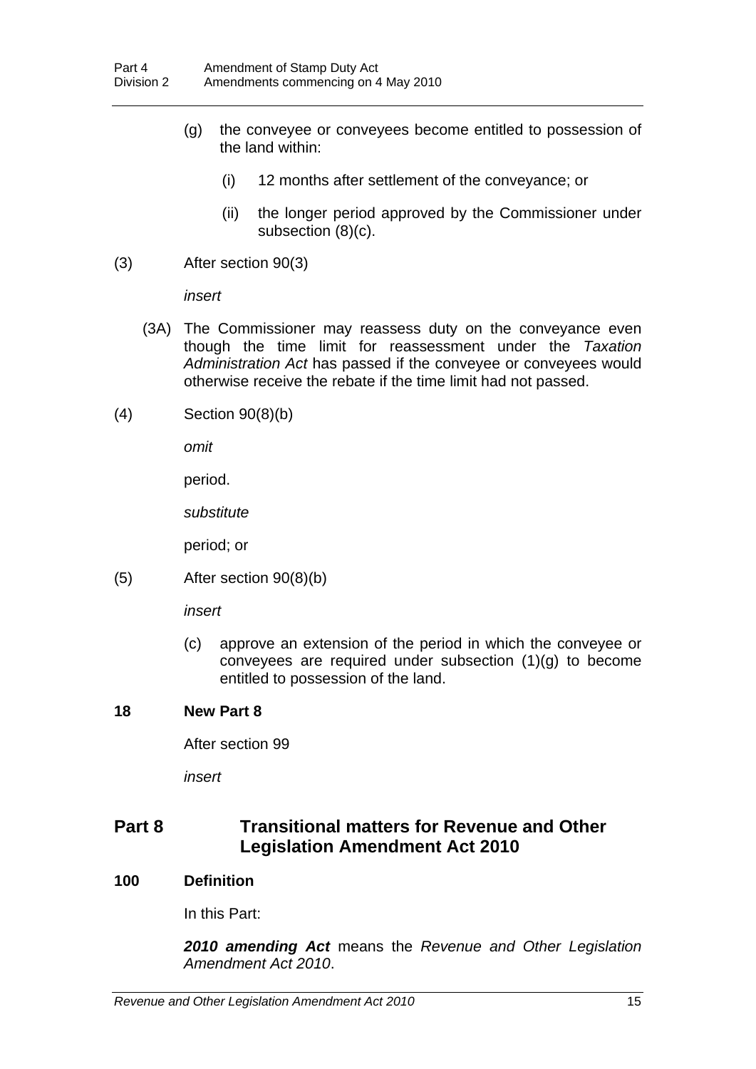(g) the conveyee or conveyees become entitled to possession of the land within:

  (i) 12 months after settlement of the conveyance; or

  (ii) the longer period approved by the Commissioner under subsection (8)(c).

(3) After section 90(3)

*insert*

(3A) The Commissioner may reassess duty on the conveyance even though the time limit for reassessment under the *Taxation Administration Act* has passed if the conveyee or conveyees would otherwise receive the rebate if the time limit had not passed.

(4) Section 90(8)(b)

*omit*

period.

*substitute*

period; or

(5) After section 90(8)(b)

*insert*

(c) approve an extension of the period in which the conveyee or conveyees are required under subsection (1)(g) to become entitled to possession of the land.

**18 New Part 8**

After section 99

*insert*

## Part 8 Transitional matters for Revenue and Other Legislation Amendment Act 2010

**100 Definition**

In this Part:

***2010 amending Act*** means the *Revenue and Other Legislation Amendment Act 2010*.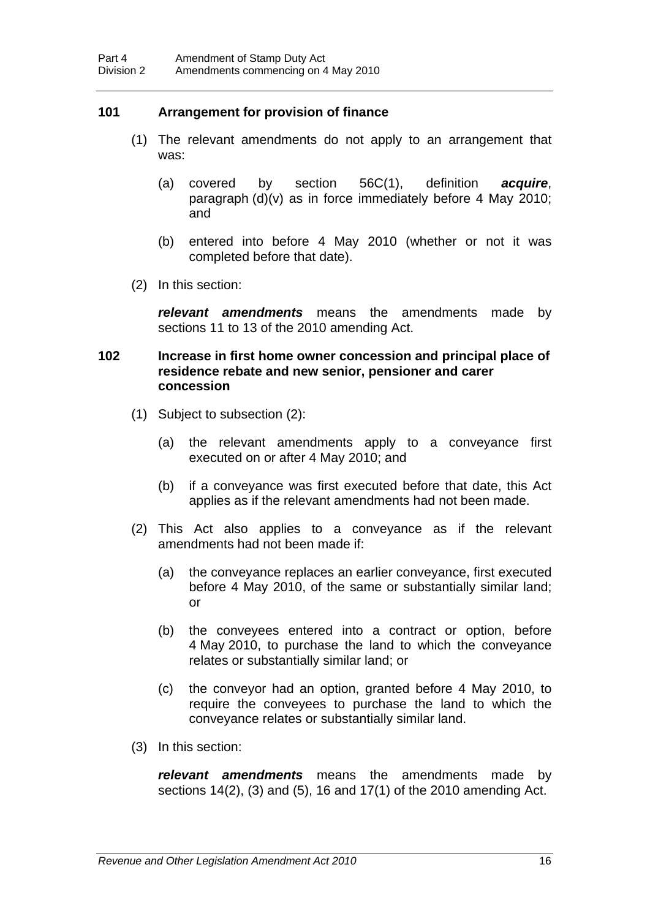### 101 Arrangement for provision of finance

(1) The relevant amendments do not apply to an arrangement that was:

(a) covered by section 56C(1), definition ***acquire***, paragraph (d)(v) as in force immediately before 4 May 2010; and

(b) entered into before 4 May 2010 (whether or not it was completed before that date).

(2) In this section:

***relevant amendments*** means the amendments made by sections 11 to 13 of the 2010 amending Act.

### 102 Increase in first home owner concession and principal place of residence rebate and new senior, pensioner and carer concession

(1) Subject to subsection (2):

(a) the relevant amendments apply to a conveyance first executed on or after 4 May 2010; and

(b) if a conveyance was first executed before that date, this Act applies as if the relevant amendments had not been made.

(2) This Act also applies to a conveyance as if the relevant amendments had not been made if:

(a) the conveyance replaces an earlier conveyance, first executed before 4 May 2010, of the same or substantially similar land; or

(b) the conveyees entered into a contract or option, before 4 May 2010, to purchase the land to which the conveyance relates or substantially similar land; or

(c) the conveyor had an option, granted before 4 May 2010, to require the conveyees to purchase the land to which the conveyance relates or substantially similar land.

(3) In this section:

***relevant amendments*** means the amendments made by sections 14(2), (3) and (5), 16 and 17(1) of the 2010 amending Act.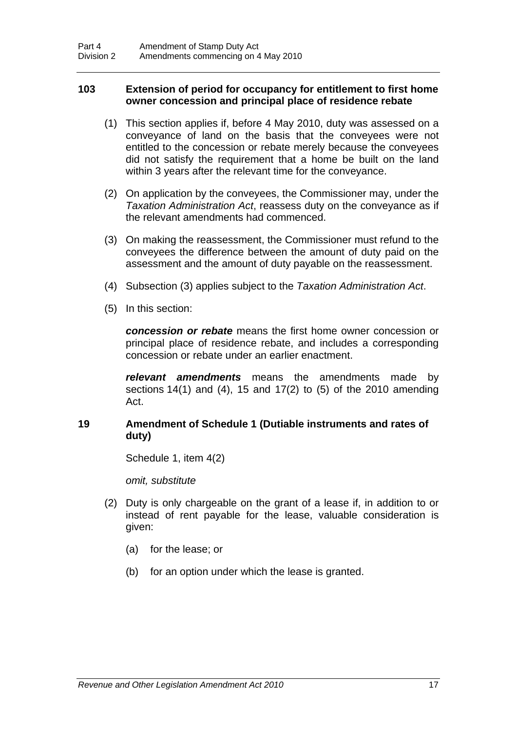### 103 Extension of period for occupancy for entitlement to first home owner concession and principal place of residence rebate

(1) This section applies if, before 4 May 2010, duty was assessed on a conveyance of land on the basis that the conveyees were not entitled to the concession or rebate merely because the conveyees did not satisfy the requirement that a home be built on the land within 3 years after the relevant time for the conveyance.

(2) On application by the conveyees, the Commissioner may, under the *Taxation Administration Act*, reassess duty on the conveyance as if the relevant amendments had commenced.

(3) On making the reassessment, the Commissioner must refund to the conveyees the difference between the amount of duty paid on the assessment and the amount of duty payable on the reassessment.

(4) Subsection (3) applies subject to the *Taxation Administration Act*.

(5) In this section:

***concession or rebate*** means the first home owner concession or principal place of residence rebate, and includes a corresponding concession or rebate under an earlier enactment.

***relevant amendments*** means the amendments made by sections 14(1) and (4), 15 and 17(2) to (5) of the 2010 amending Act.

### 19 Amendment of Schedule 1 (Dutiable instruments and rates of duty)

Schedule 1, item 4(2)

*omit, substitute*

(2) Duty is only chargeable on the grant of a lease if, in addition to or instead of rent payable for the lease, valuable consideration is given:

(a) for the lease; or

(b) for an option under which the lease is granted.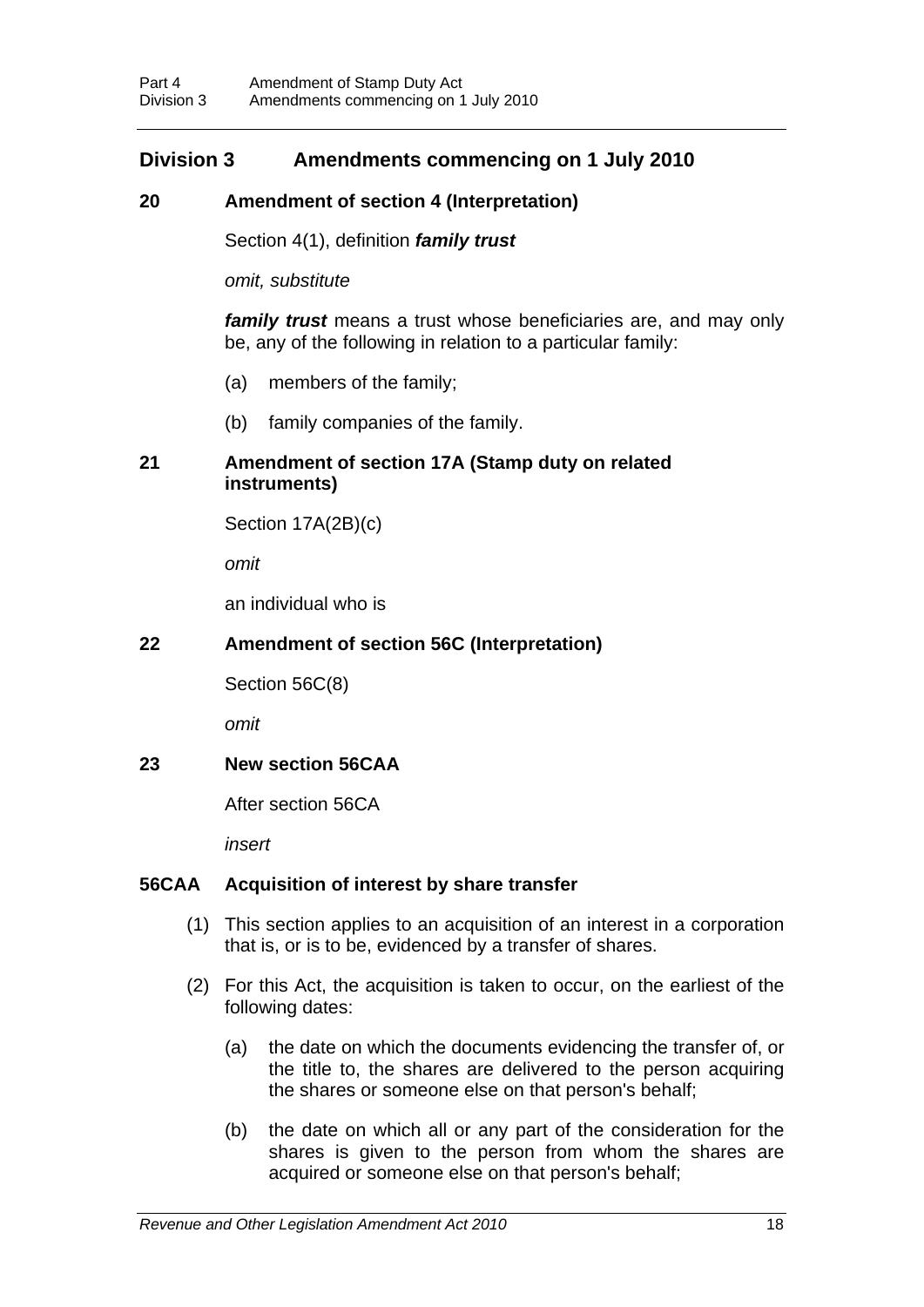## Division 3 Amendments commencing on 1 July 2010

### 20 Amendment of section 4 (Interpretation)

Section 4(1), definition ***family trust***

*omit, substitute*

***family trust*** means a trust whose beneficiaries are, and may only be, any of the following in relation to a particular family:

(a) members of the family;

(b) family companies of the family.

### 21 Amendment of section 17A (Stamp duty on related instruments)

Section 17A(2B)(c)

*omit*

an individual who is

### 22 Amendment of section 56C (Interpretation)

Section 56C(8)

*omit*

### 23 New section 56CAA

After section 56CA

*insert*

### 56CAA Acquisition of interest by share transfer

(1) This section applies to an acquisition of an interest in a corporation that is, or is to be, evidenced by a transfer of shares.

(2) For this Act, the acquisition is taken to occur, on the earliest of the following dates:

(a) the date on which the documents evidencing the transfer of, or the title to, the shares are delivered to the person acquiring the shares or someone else on that person's behalf;

(b) the date on which all or any part of the consideration for the shares is given to the person from whom the shares are acquired or someone else on that person's behalf;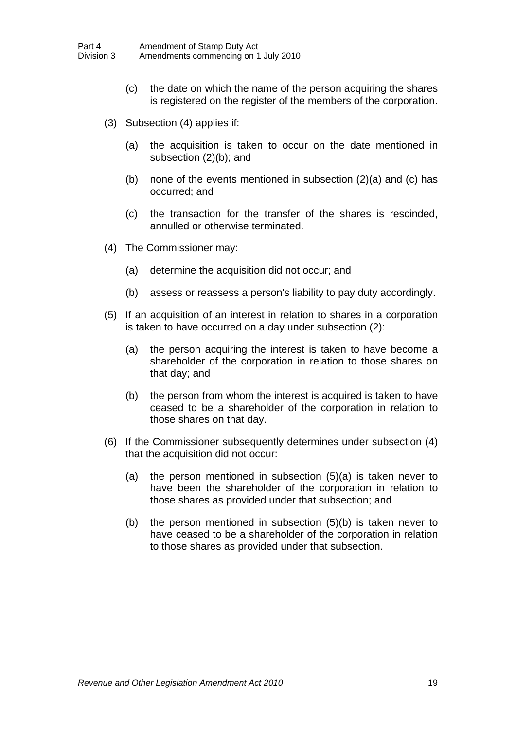(c) the date on which the name of the person acquiring the shares is registered on the register of the members of the corporation.

(3) Subsection (4) applies if:

(a) the acquisition is taken to occur on the date mentioned in subsection (2)(b); and

(b) none of the events mentioned in subsection (2)(a) and (c) has occurred; and

(c) the transaction for the transfer of the shares is rescinded, annulled or otherwise terminated.

(4) The Commissioner may:

(a) determine the acquisition did not occur; and

(b) assess or reassess a person's liability to pay duty accordingly.

(5) If an acquisition of an interest in relation to shares in a corporation is taken to have occurred on a day under subsection (2):

(a) the person acquiring the interest is taken to have become a shareholder of the corporation in relation to those shares on that day; and

(b) the person from whom the interest is acquired is taken to have ceased to be a shareholder of the corporation in relation to those shares on that day.

(6) If the Commissioner subsequently determines under subsection (4) that the acquisition did not occur:

(a) the person mentioned in subsection (5)(a) is taken never to have been the shareholder of the corporation in relation to those shares as provided under that subsection; and

(b) the person mentioned in subsection (5)(b) is taken never to have ceased to be a shareholder of the corporation in relation to those shares as provided under that subsection.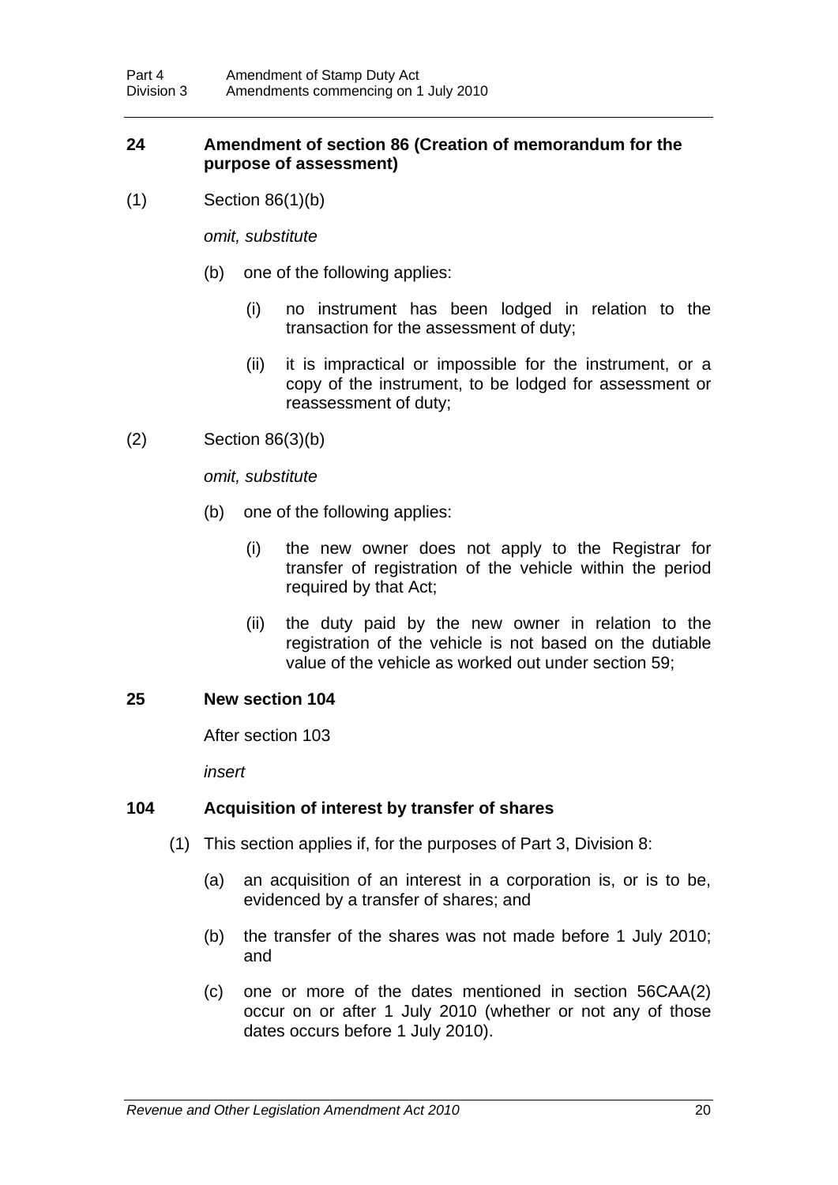### 24 Amendment of section 86 (Creation of memorandum for the purpose of assessment)

(1) Section 86(1)(b)

*omit, substitute*

(b) one of the following applies:

(i) no instrument has been lodged in relation to the transaction for the assessment of duty;

(ii) it is impractical or impossible for the instrument, or a copy of the instrument, to be lodged for assessment or reassessment of duty;

(2) Section 86(3)(b)

*omit, substitute*

(b) one of the following applies:

(i) the new owner does not apply to the Registrar for transfer of registration of the vehicle within the period required by that Act;

(ii) the duty paid by the new owner in relation to the registration of the vehicle is not based on the dutiable value of the vehicle as worked out under section 59;

### 25 New section 104

After section 103

*insert*

### 104 Acquisition of interest by transfer of shares

(1) This section applies if, for the purposes of Part 3, Division 8:

(a) an acquisition of an interest in a corporation is, or is to be, evidenced by a transfer of shares; and

(b) the transfer of the shares was not made before 1 July 2010; and

(c) one or more of the dates mentioned in section 56CAA(2) occur on or after 1 July 2010 (whether or not any of those dates occurs before 1 July 2010).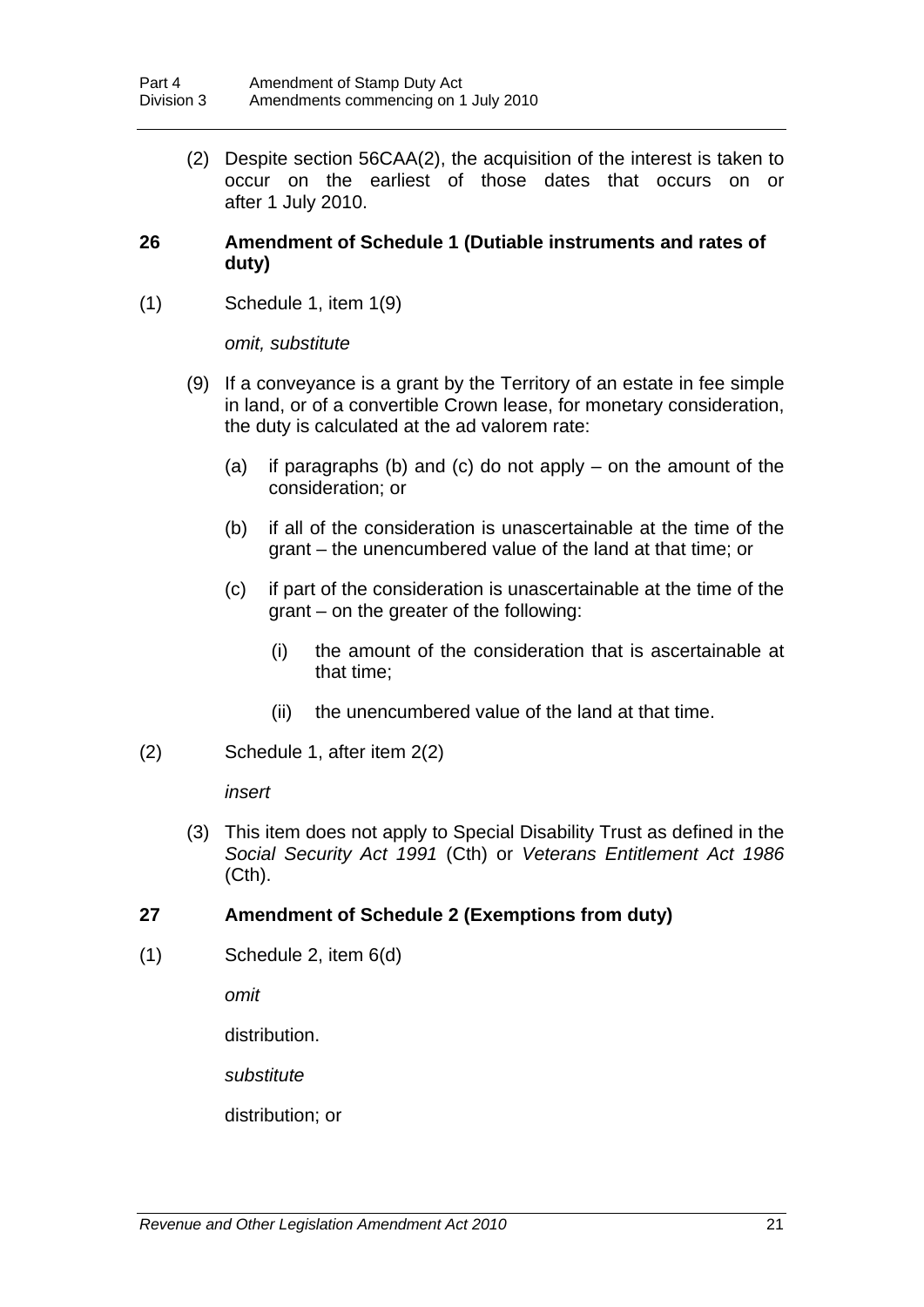(2) Despite section 56CAA(2), the acquisition of the interest is taken to occur on the earliest of those dates that occurs on or after 1 July 2010.

**26 Amendment of Schedule 1 (Dutiable instruments and rates of duty)**

(1) Schedule 1, item 1(9)

*omit, substitute*

(9) If a conveyance is a grant by the Territory of an estate in fee simple in land, or of a convertible Crown lease, for monetary consideration, the duty is calculated at the ad valorem rate:

(a) if paragraphs (b) and (c) do not apply – on the amount of the consideration; or

(b) if all of the consideration is unascertainable at the time of the grant – the unencumbered value of the land at that time; or

(c) if part of the consideration is unascertainable at the time of the grant – on the greater of the following:

(i) the amount of the consideration that is ascertainable at that time;

(ii) the unencumbered value of the land at that time.

(2) Schedule 1, after item 2(2)

*insert*

(3) This item does not apply to Special Disability Trust as defined in the *Social Security Act 1991* (Cth) or *Veterans Entitlement Act 1986* (Cth).

**27 Amendment of Schedule 2 (Exemptions from duty)**

(1) Schedule 2, item 6(d)

*omit*

distribution.

*substitute*

distribution; or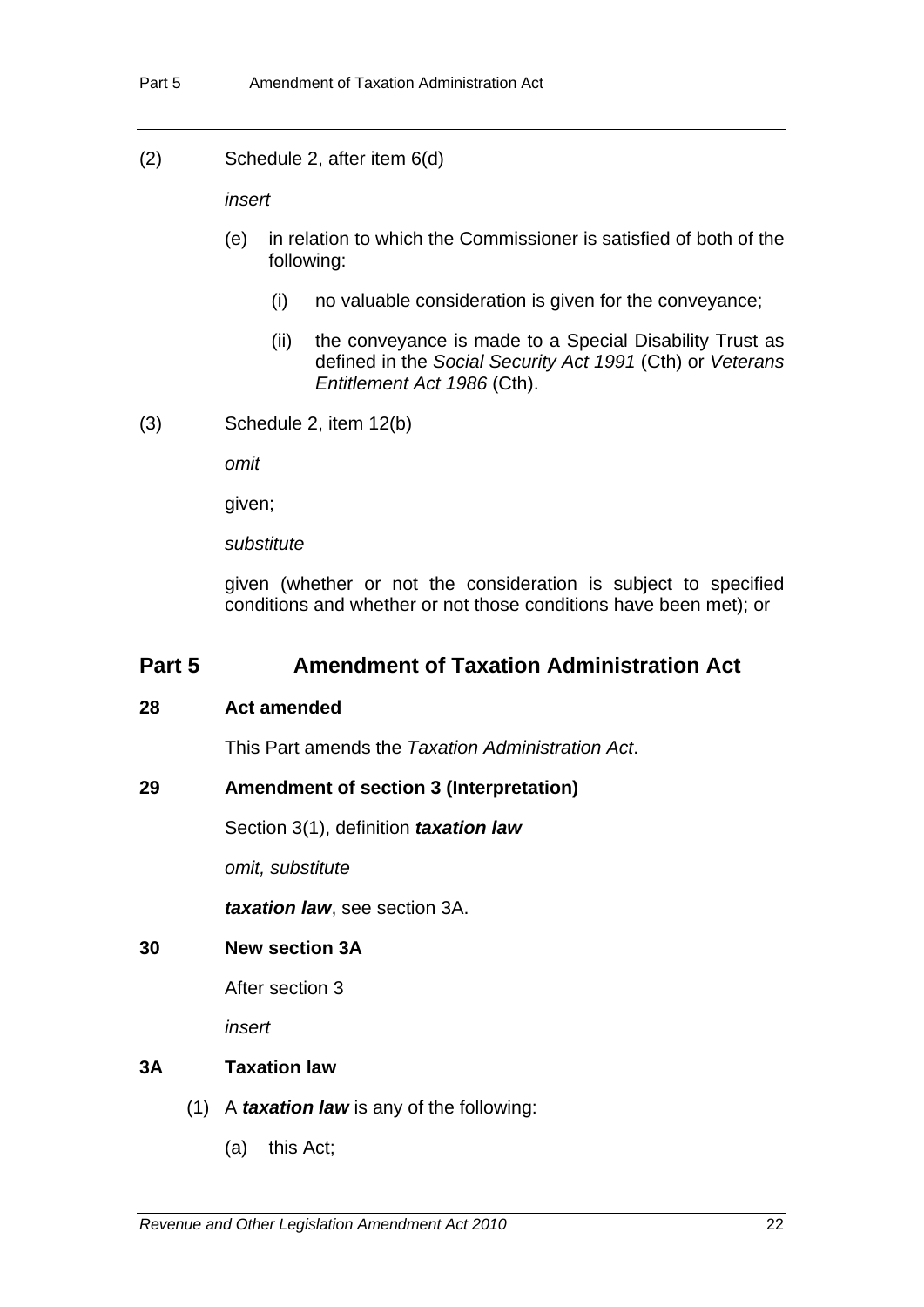(2) Schedule 2, after item 6(d)

*insert*

(e) in relation to which the Commissioner is satisfied of both of the following:

(i) no valuable consideration is given for the conveyance;

(ii) the conveyance is made to a Special Disability Trust as defined in the *Social Security Act 1991* (Cth) or *Veterans Entitlement Act 1986* (Cth).

(3) Schedule 2, item 12(b)

*omit*

given;

*substitute*

given (whether or not the consideration is subject to specified conditions and whether or not those conditions have been met); or

## Part 5 Amendment of Taxation Administration Act

### 28 Act amended

This Part amends the *Taxation Administration Act*.

### 29 Amendment of section 3 (Interpretation)

Section 3(1), definition ***taxation law***

*omit, substitute*

***taxation law***, see section 3A.

### 30 New section 3A

After section 3

*insert*

### 3A Taxation law

(1) A ***taxation law*** is any of the following:

(a) this Act;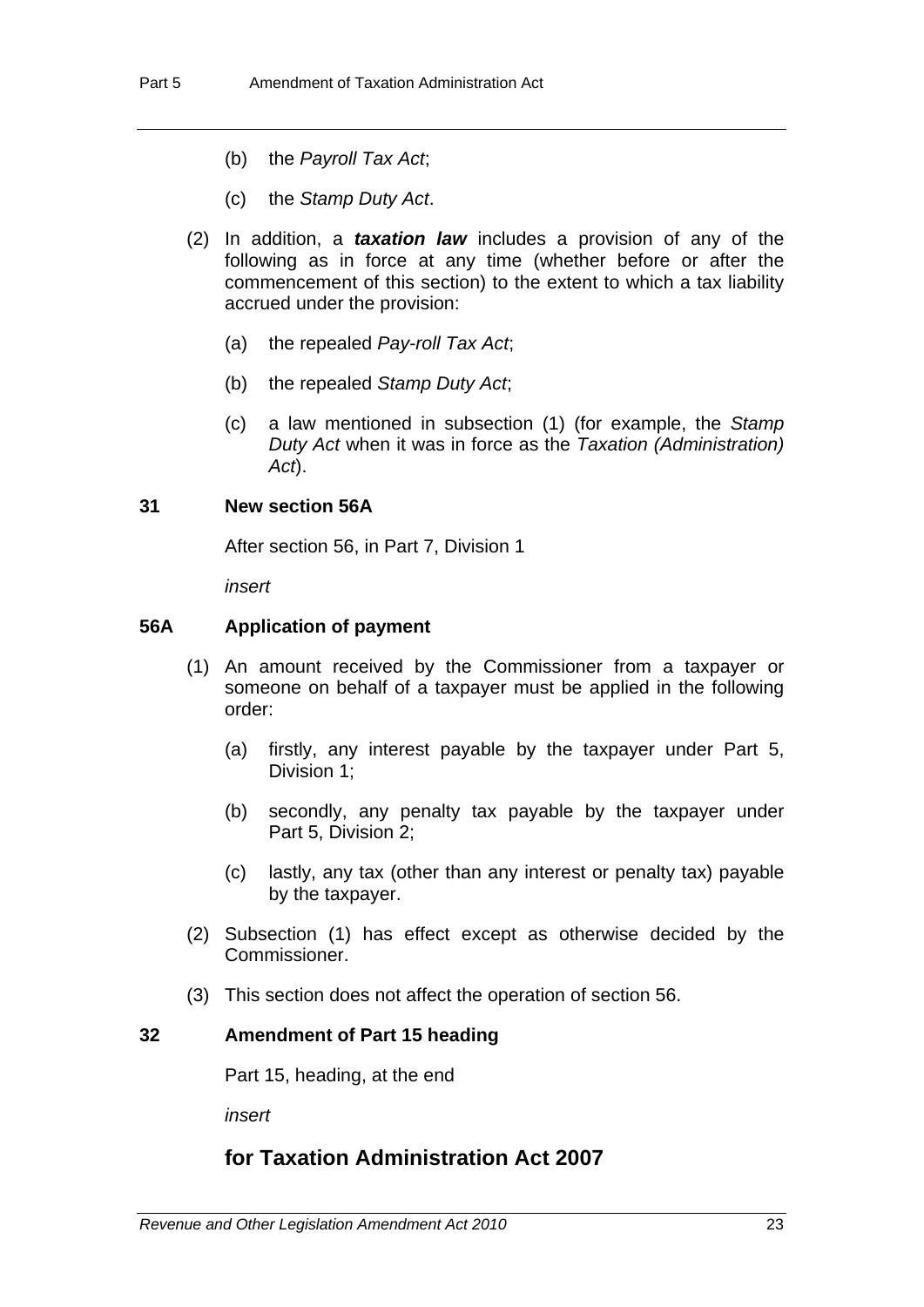(b) the *Payroll Tax Act*;

(c) the *Stamp Duty Act*.

(2) In addition, a ***taxation law*** includes a provision of any of the following as in force at any time (whether before or after the commencement of this section) to the extent to which a tax liability accrued under the provision:

(a) the repealed *Pay-roll Tax Act*;

(b) the repealed *Stamp Duty Act*;

(c) a law mentioned in subsection (1) (for example, the *Stamp Duty Act* when it was in force as the *Taxation (Administration) Act*).

### 31 New section 56A

After section 56, in Part 7, Division 1

*insert*

### 56A Application of payment

(1) An amount received by the Commissioner from a taxpayer or someone on behalf of a taxpayer must be applied in the following order:

(a) firstly, any interest payable by the taxpayer under Part 5, Division 1;

(b) secondly, any penalty tax payable by the taxpayer under Part 5, Division 2;

(c) lastly, any tax (other than any interest or penalty tax) payable by the taxpayer.

(2) Subsection (1) has effect except as otherwise decided by the Commissioner.

(3) This section does not affect the operation of section 56.

### 32 Amendment of Part 15 heading

Part 15, heading, at the end

*insert*

## for Taxation Administration Act 2007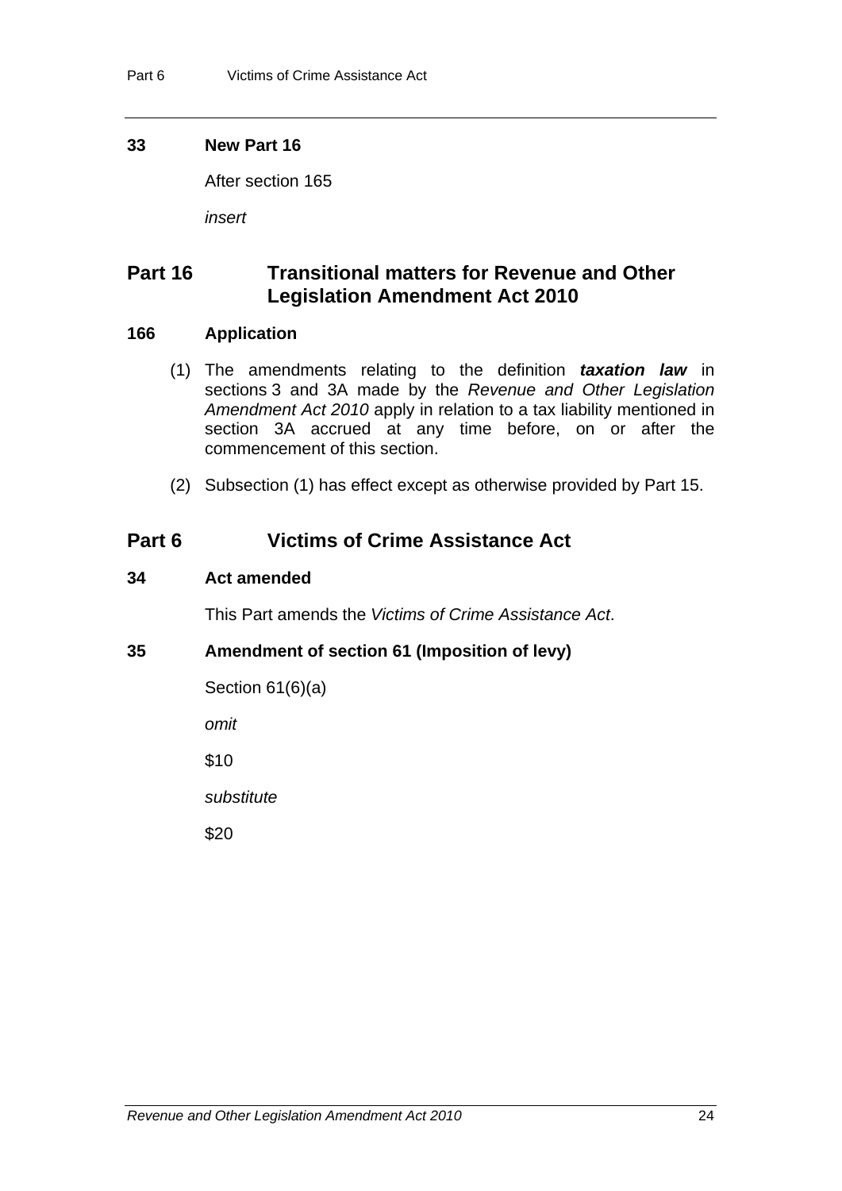### 33 New Part 16

After section 165

*insert*

## Part 16 Transitional matters for Revenue and Other Legislation Amendment Act 2010

### 166 Application

(1) The amendments relating to the definition ***taxation law*** in sections 3 and 3A made by the *Revenue and Other Legislation Amendment Act 2010* apply in relation to a tax liability mentioned in section 3A accrued at any time before, on or after the commencement of this section.

(2) Subsection (1) has effect except as otherwise provided by Part 15.

## Part 6 Victims of Crime Assistance Act

### 34 Act amended

This Part amends the *Victims of Crime Assistance Act*.

### 35 Amendment of section 61 (Imposition of levy)

Section 61(6)(a)

*omit*

$10

*substitute*

$20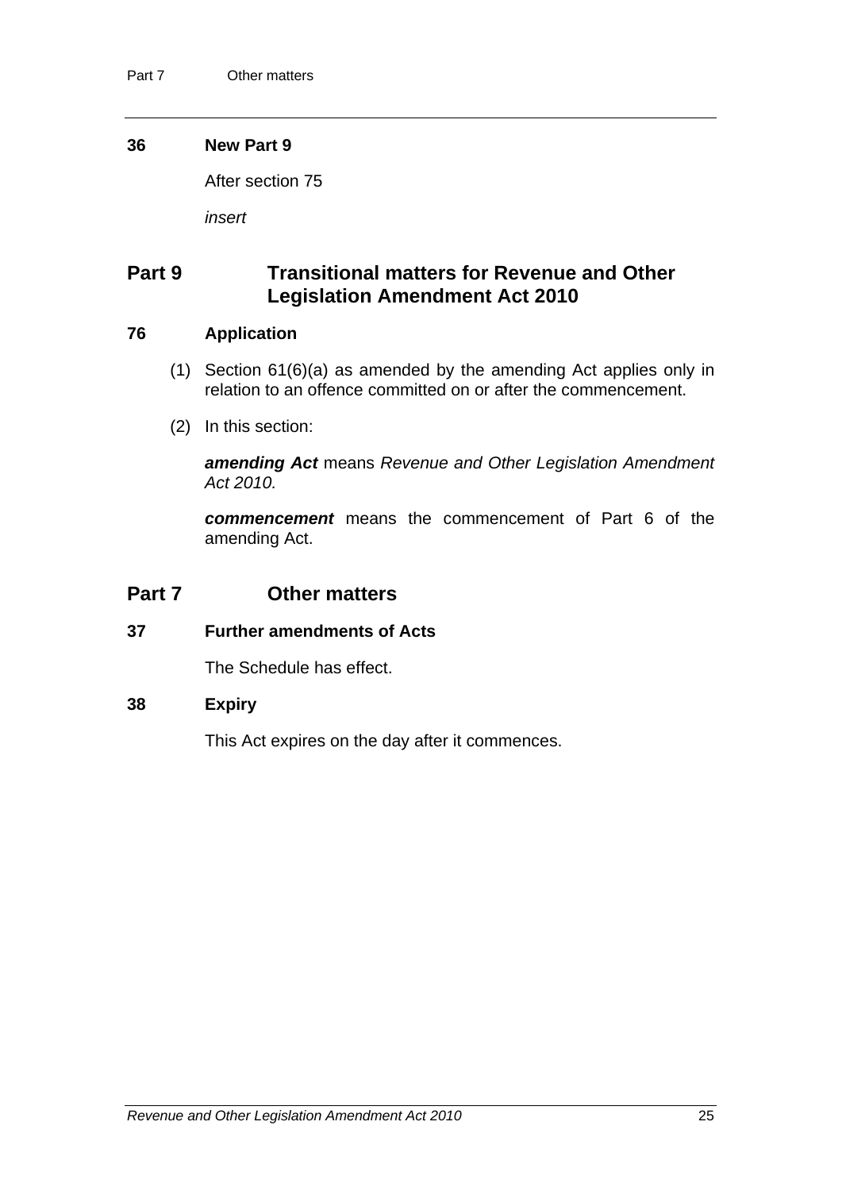### 36 New Part 9

After section 75

*insert*

## Part 9 Transitional matters for Revenue and Other Legislation Amendment Act 2010

### 76 Application

(1) Section 61(6)(a) as amended by the amending Act applies only in relation to an offence committed on or after the commencement.

(2) In this section:

***amending Act*** means *Revenue and Other Legislation Amendment Act 2010.*

***commencement*** means the commencement of Part 6 of the amending Act.

## Part 7 Other matters

### 37 Further amendments of Acts

The Schedule has effect.

### 38 Expiry

This Act expires on the day after it commences.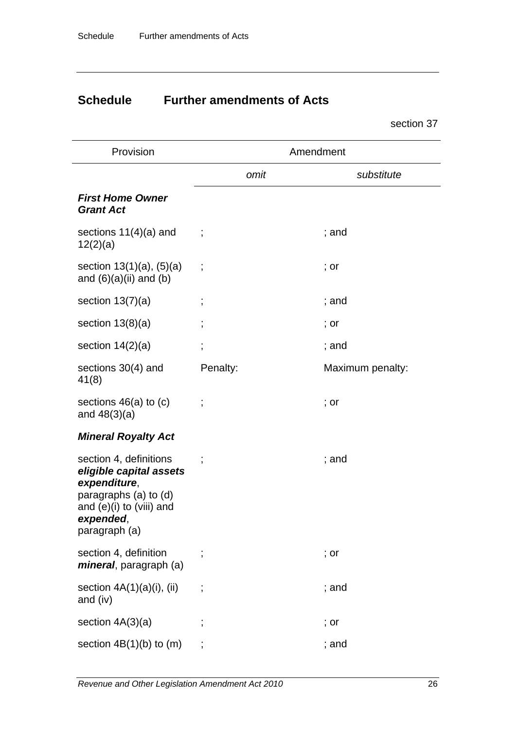# Schedule Further amendments of Acts

section 37

| Provision | Amendment | |
|---|---|---|
| | *omit* | *substitute* |
| ***First Home Owner Grant Act*** | | |
| sections 11(4)(a) and 12(2)(a) | ; | ; and |
| section 13(1)(a), (5)(a) and (6)(a)(ii) and (b) | ; | ; or |
| section 13(7)(a) | ; | ; and |
| section 13(8)(a) | ; | ; or |
| section 14(2)(a) | ; | ; and |
| sections 30(4) and 41(8) | Penalty: | Maximum penalty: |
| sections 46(a) to (c) and 48(3)(a) | ; | ; or |
| ***Mineral Royalty Act*** | | |
| section 4, definitions ***eligible capital assets expenditure***, paragraphs (a) to (d) and (e)(i) to (viii) and ***expended***, paragraph (a) | ; | ; and |
| section 4, definition ***mineral***, paragraph (a) | ; | ; or |
| section 4A(1)(a)(i), (ii) and (iv) | ; | ; and |
| section 4A(3)(a) | ; | ; or |
| section 4B(1)(b) to (m) | ; | ; and |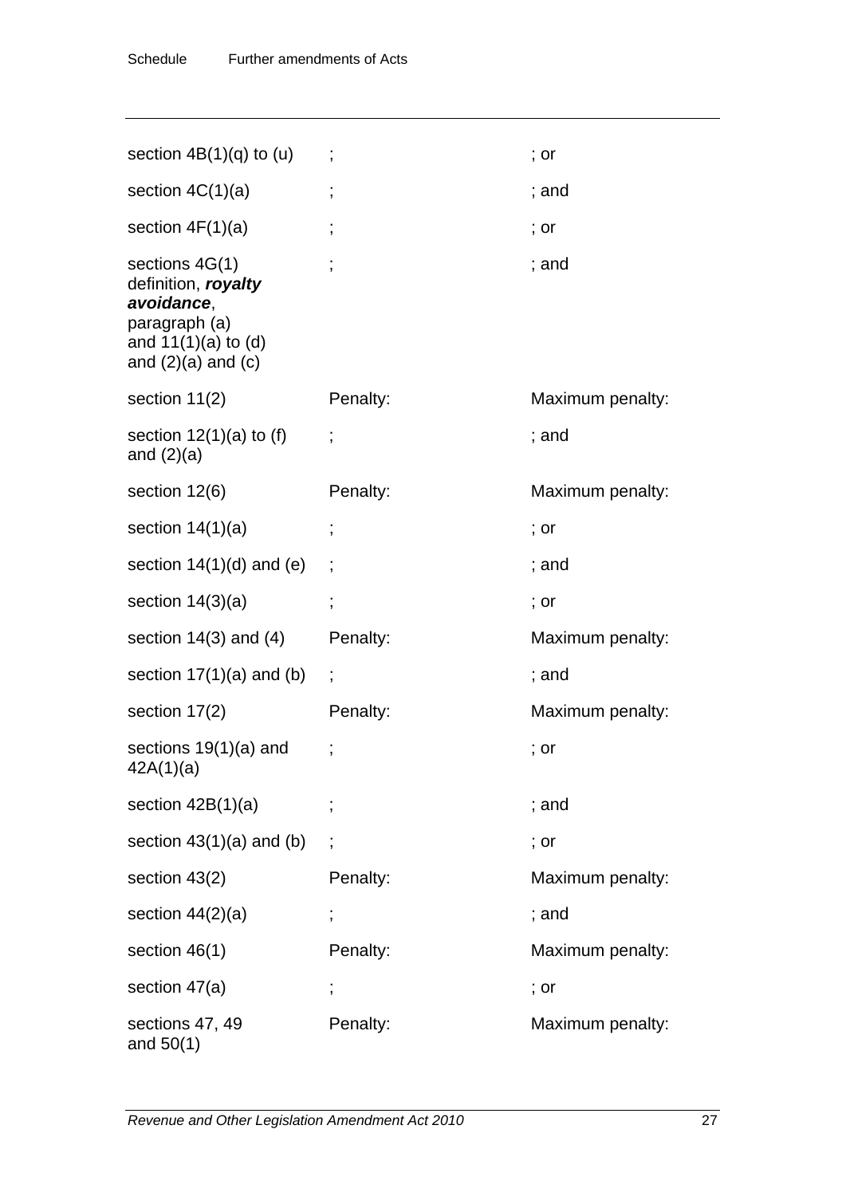| | | |
|---|---|---|
| section 4B(1)(q) to (u) | ; | ; or |
| section 4C(1)(a) | ; | ; and |
| section 4F(1)(a) | ; | ; or |
| sections 4G(1) definition, ***royalty avoidance***, paragraph (a) and 11(1)(a) to (d) and (2)(a) and (c) | ; | ; and |
| section 11(2) | Penalty: | Maximum penalty: |
| section 12(1)(a) to (f) and (2)(a) | ; | ; and |
| section 12(6) | Penalty: | Maximum penalty: |
| section 14(1)(a) | ; | ; or |
| section 14(1)(d) and (e) | ; | ; and |
| section 14(3)(a) | ; | ; or |
| section 14(3) and (4) | Penalty: | Maximum penalty: |
| section 17(1)(a) and (b) | ; | ; and |
| section 17(2) | Penalty: | Maximum penalty: |
| sections 19(1)(a) and 42A(1)(a) | ; | ; or |
| section 42B(1)(a) | ; | ; and |
| section 43(1)(a) and (b) | ; | ; or |
| section 43(2) | Penalty: | Maximum penalty: |
| section 44(2)(a) | ; | ; and |
| section 46(1) | Penalty: | Maximum penalty: |
| section 47(a) | ; | ; or |
| sections 47, 49 and 50(1) | Penalty: | Maximum penalty: |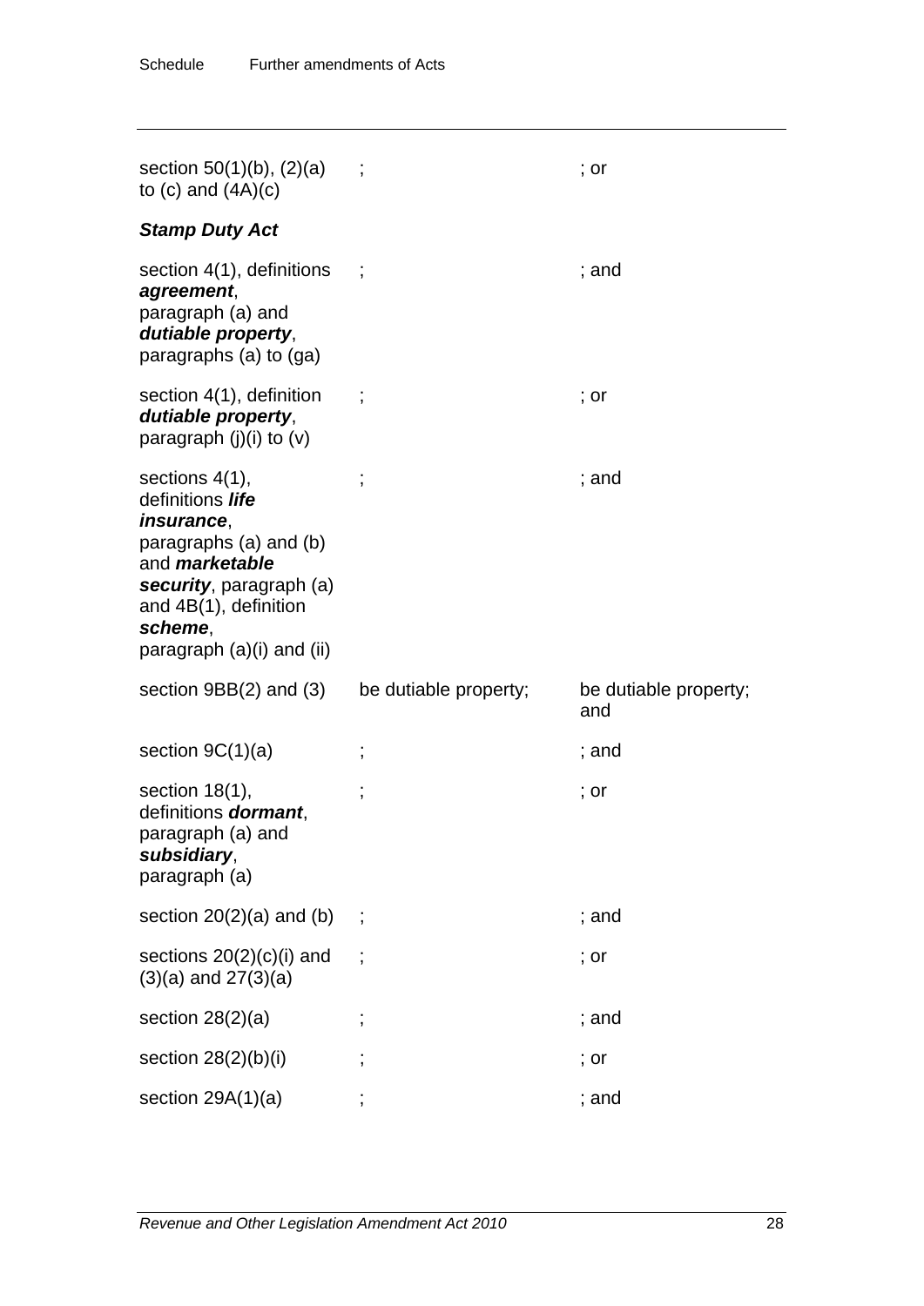| | | |
|---|---|---|
| section 50(1)(b), (2)(a) to (c) and (4A)(c) | ; | ; or |
| ***Stamp Duty Act*** | | |
| section 4(1), definitions ***agreement***, paragraph (a) and ***dutiable property***, paragraphs (a) to (ga) | ; | ; and |
| section 4(1), definition ***dutiable property***, paragraph (j)(i) to (v) | ; | ; or |
| sections 4(1), definitions ***life insurance***, paragraphs (a) and (b) and ***marketable security***, paragraph (a) and 4B(1), definition ***scheme***, paragraph (a)(i) and (ii) | ; | ; and |
| section 9BB(2) and (3) | be dutiable property; | be dutiable property; and |
| section 9C(1)(a) | ; | ; and |
| section 18(1), definitions ***dormant***, paragraph (a) and ***subsidiary***, paragraph (a) | ; | ; or |
| section 20(2)(a) and (b) | ; | ; and |
| sections 20(2)(c)(i) and (3)(a) and 27(3)(a) | ; | ; or |
| section 28(2)(a) | ; | ; and |
| section 28(2)(b)(i) | ; | ; or |
| section 29A(1)(a) | ; | ; and |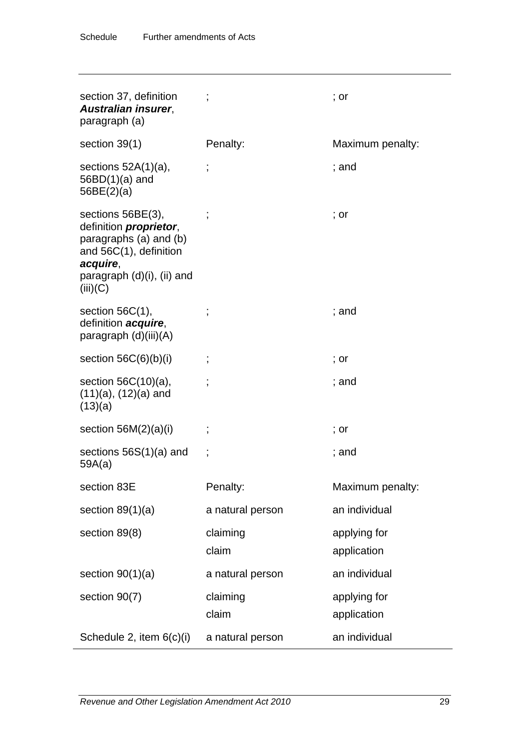| | | |
|---|---|---|
| section 37, definition ***Australian insurer***, paragraph (a) | ; | ; or |
| section 39(1) | Penalty: | Maximum penalty: |
| sections 52A(1)(a), 56BD(1)(a) and 56BE(2)(a) | ; | ; and |
| sections 56BE(3), definition ***proprietor***, paragraphs (a) and (b) and 56C(1), definition ***acquire***, paragraph (d)(i), (ii) and (iii)(C) | ; | ; or |
| section 56C(1), definition ***acquire***, paragraph (d)(iii)(A) | ; | ; and |
| section 56C(6)(b)(i) | ; | ; or |
| section 56C(10)(a), (11)(a), (12)(a) and (13)(a) | ; | ; and |
| section 56M(2)(a)(i) | ; | ; or |
| sections 56S(1)(a) and 59A(a) | ; | ; and |
| section 83E | Penalty: | Maximum penalty: |
| section 89(1)(a) | a natural person | an individual |
| section 89(8) | claiming<br>claim | applying for<br>application |
| section 90(1)(a) | a natural person | an individual |
| section 90(7) | claiming<br>claim | applying for<br>application |
| Schedule 2, item 6(c)(i) | a natural person | an individual |